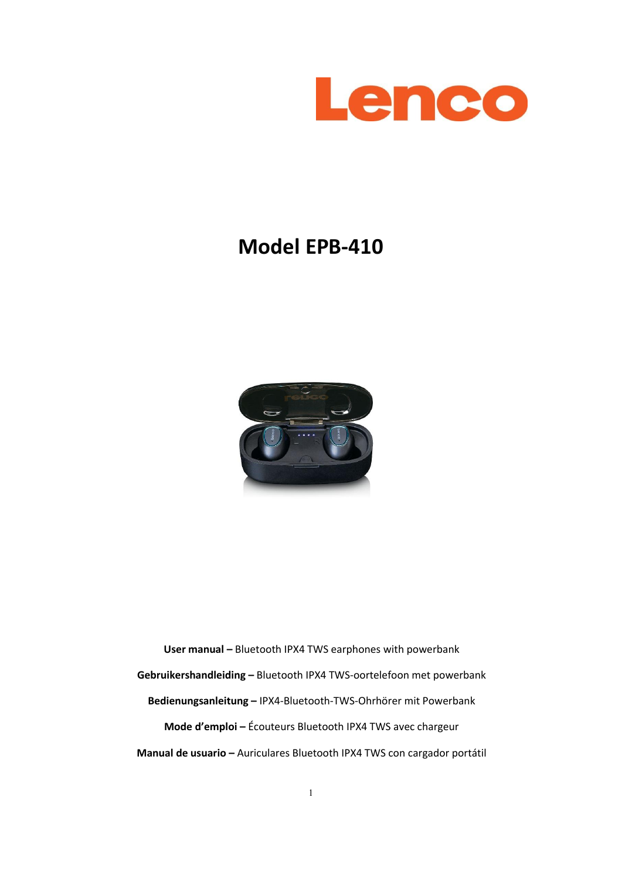Lenco

# Model EPB-410

**User manual –** Bluetooth IPX4 TWS earphones with powerbank

**Gebruikershandleiding –** Bluetooth IPX4 TWS-oortelefoon met powerbank

**Bedienungsanleitung –** IPX4-Bluetooth-TWS-Ohrhörer mit Powerbank

**Mode d'emploi –** Écouteurs Bluetooth IPX4 TWS avec chargeur

**Manual de usuario –** Auriculares Bluetooth IPX4 TWS con cargador portátil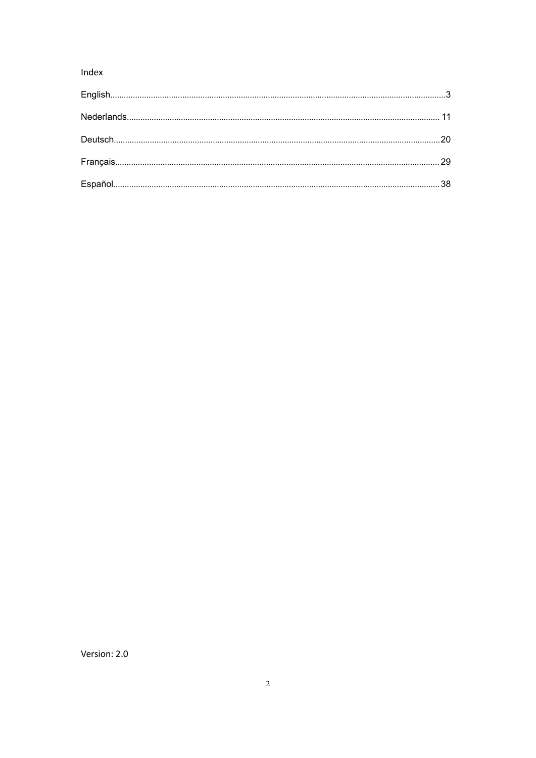# Index

English...........................................................................................................................................3

Nederlands..................................................................................................................................... 11

Deutsch........................................................................................................................................20

Français........................................................................................................................................29

Español.........................................................................................................................................38

Version: 2.0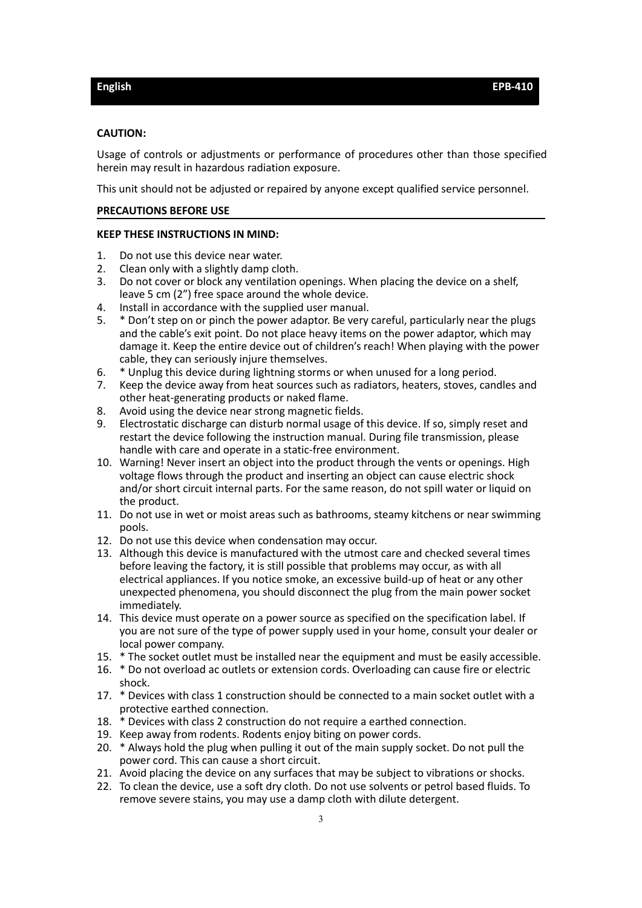**CAUTION:**

Usage of controls or adjustments or performance of procedures other than those specified herein may result in hazardous radiation exposure.

This unit should not be adjusted or repaired by anyone except qualified service personnel.

## PRECAUTIONS BEFORE USE

**KEEP THESE INSTRUCTIONS IN MIND:**

1. Do not use this device near water.
2. Clean only with a slightly damp cloth.
3. Do not cover or block any ventilation openings. When placing the device on a shelf, leave 5 cm (2”) free space around the whole device.
4. Install in accordance with the supplied user manual.
5. * Don’t step on or pinch the power adaptor. Be very careful, particularly near the plugs and the cable’s exit point. Do not place heavy items on the power adaptor, which may damage it. Keep the entire device out of children’s reach! When playing with the power cable, they can seriously injure themselves.
6. * Unplug this device during lightning storms or when unused for a long period.
7. Keep the device away from heat sources such as radiators, heaters, stoves, candles and other heat-generating products or naked flame.
8. Avoid using the device near strong magnetic fields.
9. Electrostatic discharge can disturb normal usage of this device. If so, simply reset and restart the device following the instruction manual. During file transmission, please handle with care and operate in a static-free environment.
10. Warning! Never insert an object into the product through the vents or openings. High voltage flows through the product and inserting an object can cause electric shock and/or short circuit internal parts. For the same reason, do not spill water or liquid on the product.
11. Do not use in wet or moist areas such as bathrooms, steamy kitchens or near swimming pools.
12. Do not use this device when condensation may occur.
13. Although this device is manufactured with the utmost care and checked several times before leaving the factory, it is still possible that problems may occur, as with all electrical appliances. If you notice smoke, an excessive build-up of heat or any other unexpected phenomena, you should disconnect the plug from the main power socket immediately.
14. This device must operate on a power source as specified on the specification label. If you are not sure of the type of power supply used in your home, consult your dealer or local power company.
15. * The socket outlet must be installed near the equipment and must be easily accessible.
16. * Do not overload ac outlets or extension cords. Overloading can cause fire or electric shock.
17. * Devices with class 1 construction should be connected to a main socket outlet with a protective earthed connection.
18. * Devices with class 2 construction do not require a earthed connection.
19. Keep away from rodents. Rodents enjoy biting on power cords.
20. * Always hold the plug when pulling it out of the main supply socket. Do not pull the power cord. This can cause a short circuit.
21. Avoid placing the device on any surfaces that may be subject to vibrations or shocks.
22. To clean the device, use a soft dry cloth. Do not use solvents or petrol based fluids. To remove severe stains, you may use a damp cloth with dilute detergent.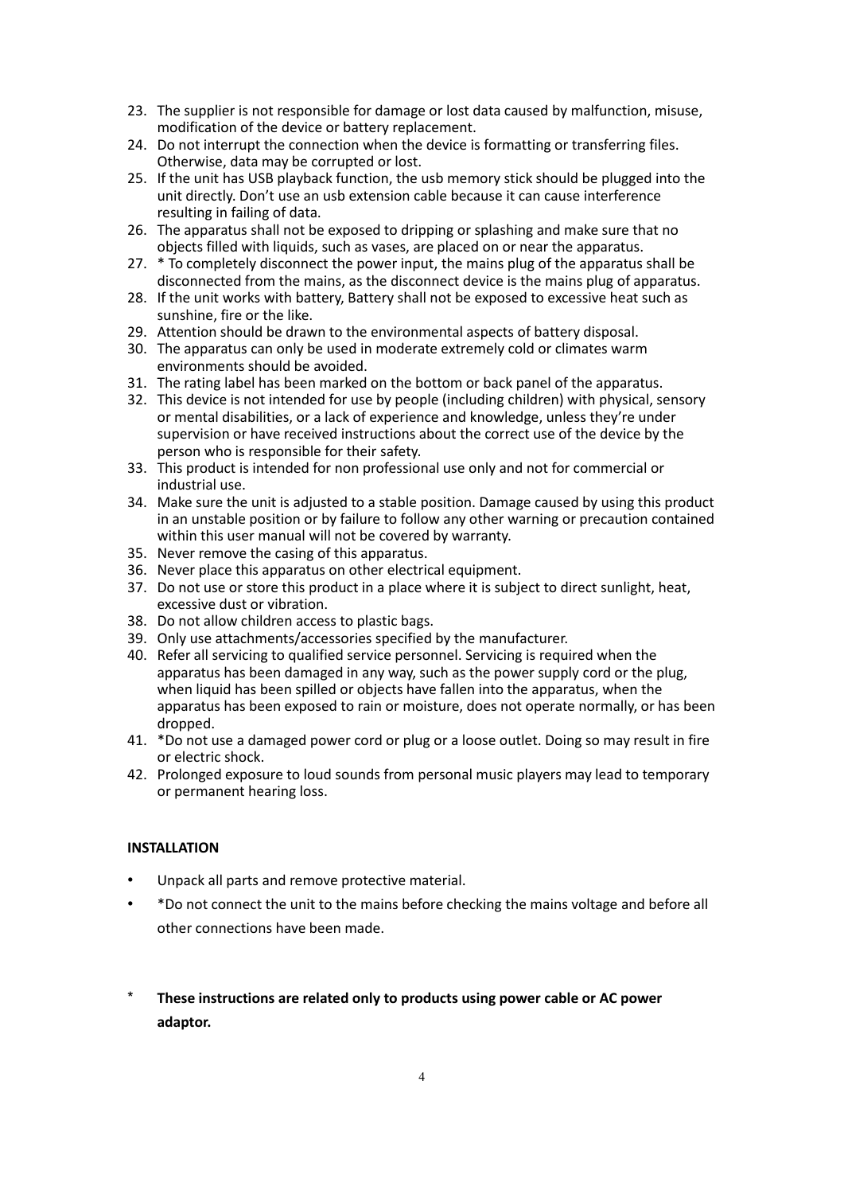23. The supplier is not responsible for damage or lost data caused by malfunction, misuse, modification of the device or battery replacement.
24. Do not interrupt the connection when the device is formatting or transferring files. Otherwise, data may be corrupted or lost.
25. If the unit has USB playback function, the usb memory stick should be plugged into the unit directly. Don't use an usb extension cable because it can cause interference resulting in failing of data.
26. The apparatus shall not be exposed to dripping or splashing and make sure that no objects filled with liquids, such as vases, are placed on or near the apparatus.
27. * To completely disconnect the power input, the mains plug of the apparatus shall be disconnected from the mains, as the disconnect device is the mains plug of apparatus.
28. If the unit works with battery, Battery shall not be exposed to excessive heat such as sunshine, fire or the like.
29. Attention should be drawn to the environmental aspects of battery disposal.
30. The apparatus can only be used in moderate extremely cold or climates warm environments should be avoided.
31. The rating label has been marked on the bottom or back panel of the apparatus.
32. This device is not intended for use by people (including children) with physical, sensory or mental disabilities, or a lack of experience and knowledge, unless they're under supervision or have received instructions about the correct use of the device by the person who is responsible for their safety.
33. This product is intended for non professional use only and not for commercial or industrial use.
34. Make sure the unit is adjusted to a stable position. Damage caused by using this product in an unstable position or by failure to follow any other warning or precaution contained within this user manual will not be covered by warranty.
35. Never remove the casing of this apparatus.
36. Never place this apparatus on other electrical equipment.
37. Do not use or store this product in a place where it is subject to direct sunlight, heat, excessive dust or vibration.
38. Do not allow children access to plastic bags.
39. Only use attachments/accessories specified by the manufacturer.
40. Refer all servicing to qualified service personnel. Servicing is required when the apparatus has been damaged in any way, such as the power supply cord or the plug, when liquid has been spilled or objects have fallen into the apparatus, when the apparatus has been exposed to rain or moisture, does not operate normally, or has been dropped.
41. *Do not use a damaged power cord or plug or a loose outlet. Doing so may result in fire or electric shock.
42. Prolonged exposure to loud sounds from personal music players may lead to temporary or permanent hearing loss.

**INSTALLATION**

- Unpack all parts and remove protective material.
- *Do not connect the unit to the mains before checking the mains voltage and before all other connections have been made.

\* **These instructions are related only to products using power cable or AC power adaptor.**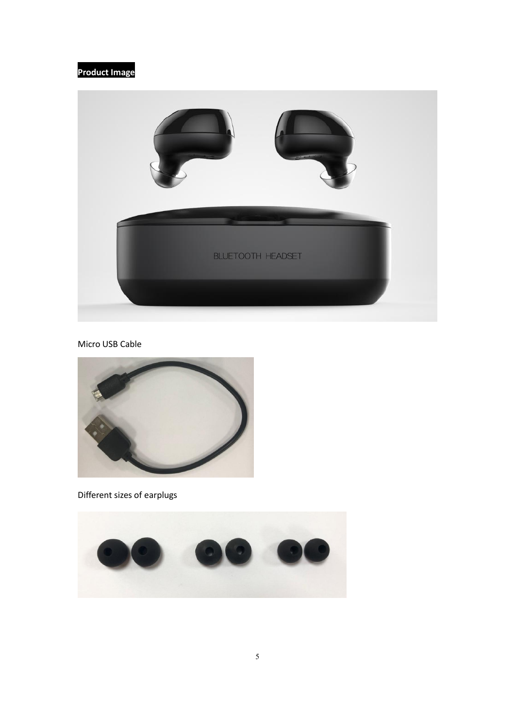**Product Image**

Micro USB Cable

Different sizes of earplugs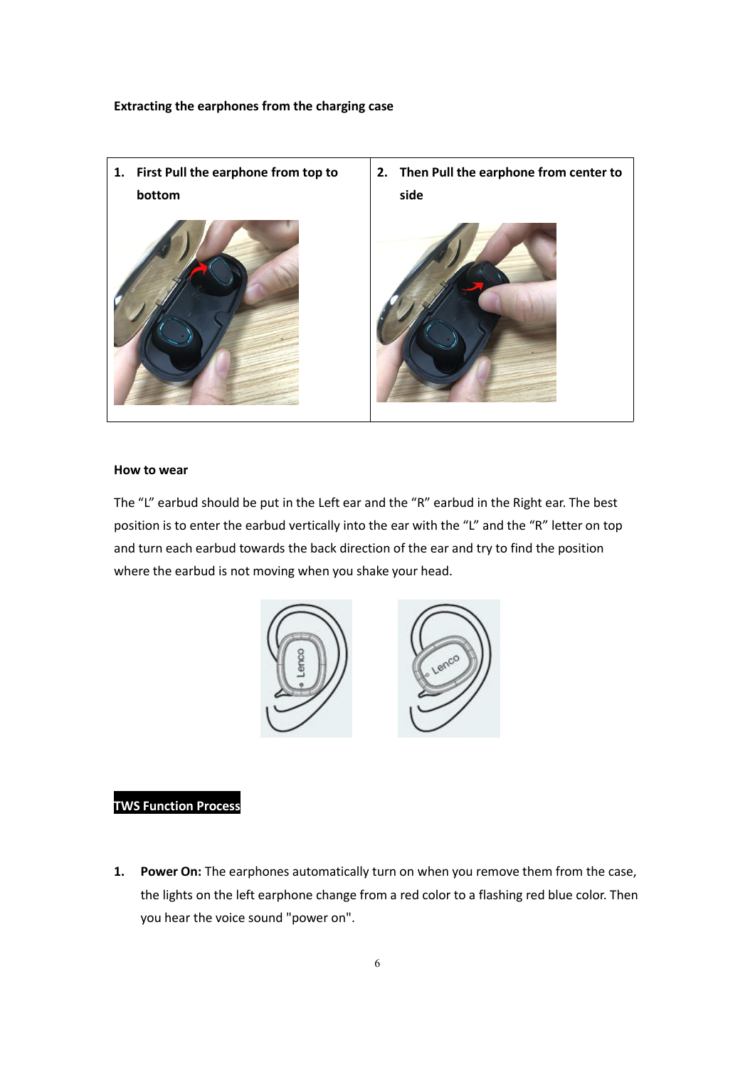**Extracting the earphones from the charging case**

| 1. **First Pull the earphone from top to bottom** | 2. **Then Pull the earphone from center to side** |
|---|---|

**How to wear**

The “L” earbud should be put in the Left ear and the “R” earbud in the Right ear. The best position is to enter the earbud vertically into the ear with the “L” and the “R” letter on top and turn each earbud towards the back direction of the ear and try to find the position where the earbud is not moving when you shake your head.

**TWS Function Process**

1. **Power On:** The earphones automatically turn on when you remove them from the case, the lights on the left earphone change from a red color to a flashing red blue color. Then you hear the voice sound "power on".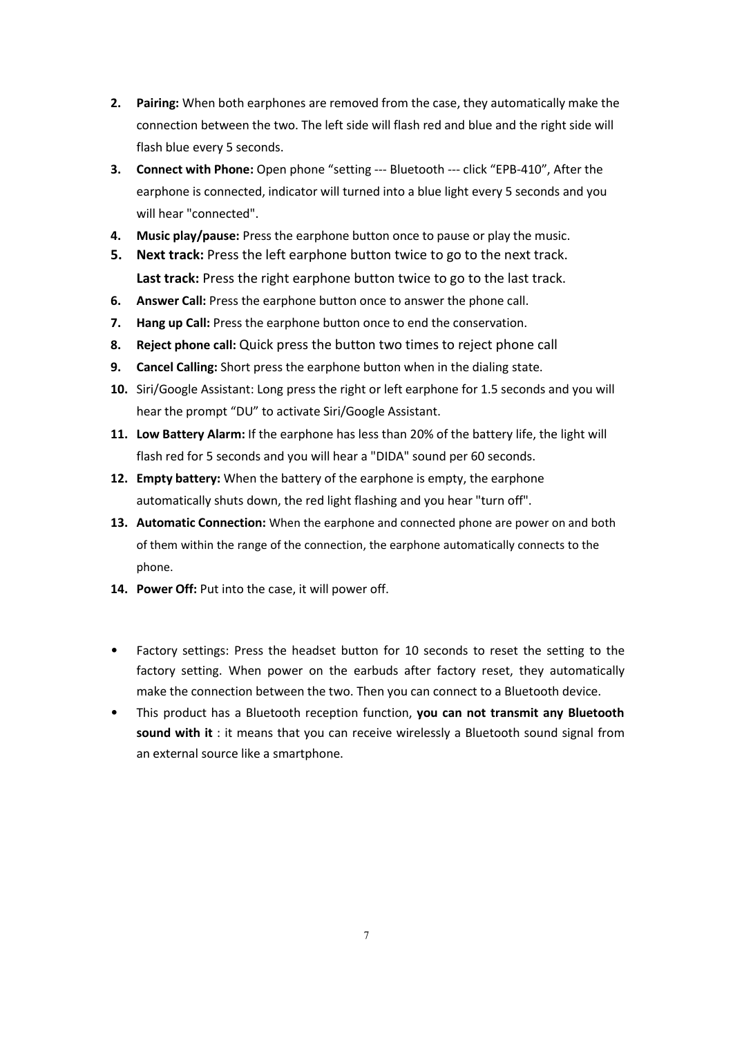2. **Pairing:** When both earphones are removed from the case, they automatically make the connection between the two. The left side will flash red and blue and the right side will flash blue every 5 seconds.
3. **Connect with Phone:** Open phone “setting --- Bluetooth --- click “EPB-410”, After the earphone is connected, indicator will turned into a blue light every 5 seconds and you will hear "connected".
4. **Music play/pause:** Press the earphone button once to pause or play the music.
5. **Next track:** Press the left earphone button twice to go to the next track.
   **Last track:** Press the right earphone button twice to go to the last track.
6. **Answer Call:** Press the earphone button once to answer the phone call.
7. **Hang up Call:** Press the earphone button once to end the conservation.
8. **Reject phone call:** Quick press the button two times to reject phone call
9. **Cancel Calling:** Short press the earphone button when in the dialing state.
10. Siri/Google Assistant: Long press the right or left earphone for 1.5 seconds and you will hear the prompt “DU” to activate Siri/Google Assistant.
11. **Low Battery Alarm:** If the earphone has less than 20% of the battery life, the light will flash red for 5 seconds and you will hear a "DIDA" sound per 60 seconds.
12. **Empty battery:** When the battery of the earphone is empty, the earphone automatically shuts down, the red light flashing and you hear "turn off".
13. **Automatic Connection:** When the earphone and connected phone are power on and both of them within the range of the connection, the earphone automatically connects to the phone.
14. **Power Off:** Put into the case, it will power off.

- Factory settings: Press the headset button for 10 seconds to reset the setting to the factory setting. When power on the earbuds after factory reset, they automatically make the connection between the two. Then you can connect to a Bluetooth device.
- This product has a Bluetooth reception function, **you can not transmit any Bluetooth sound with it** : it means that you can receive wirelessly a Bluetooth sound signal from an external source like a smartphone.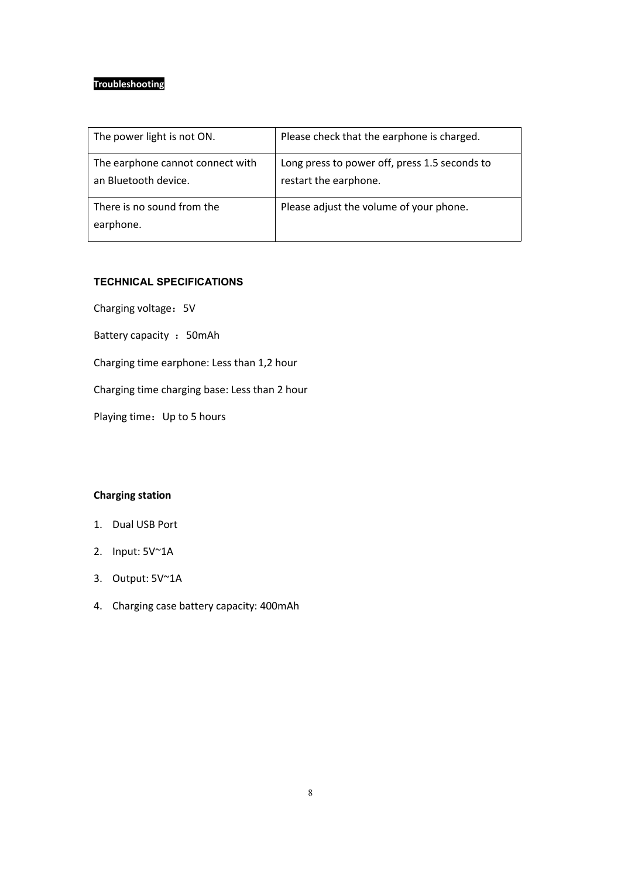## Troubleshooting

| The power light is not ON. | Please check that the earphone is charged. |
| --- | --- |
| The earphone cannot connect with an Bluetooth device. | Long press to power off, press 1.5 seconds to restart the earphone. |
| There is no sound from the earphone. | Please adjust the volume of your phone. |

## TECHNICAL SPECIFICATIONS

Charging voltage：5V

Battery capacity ：50mAh

Charging time earphone: Less than 1,2 hour

Charging time charging base: Less than 2 hour

Playing time：Up to 5 hours

## Charging station

1. Dual USB Port
2. Input: 5V~1A
3. Output: 5V~1A
4. Charging case battery capacity: 400mAh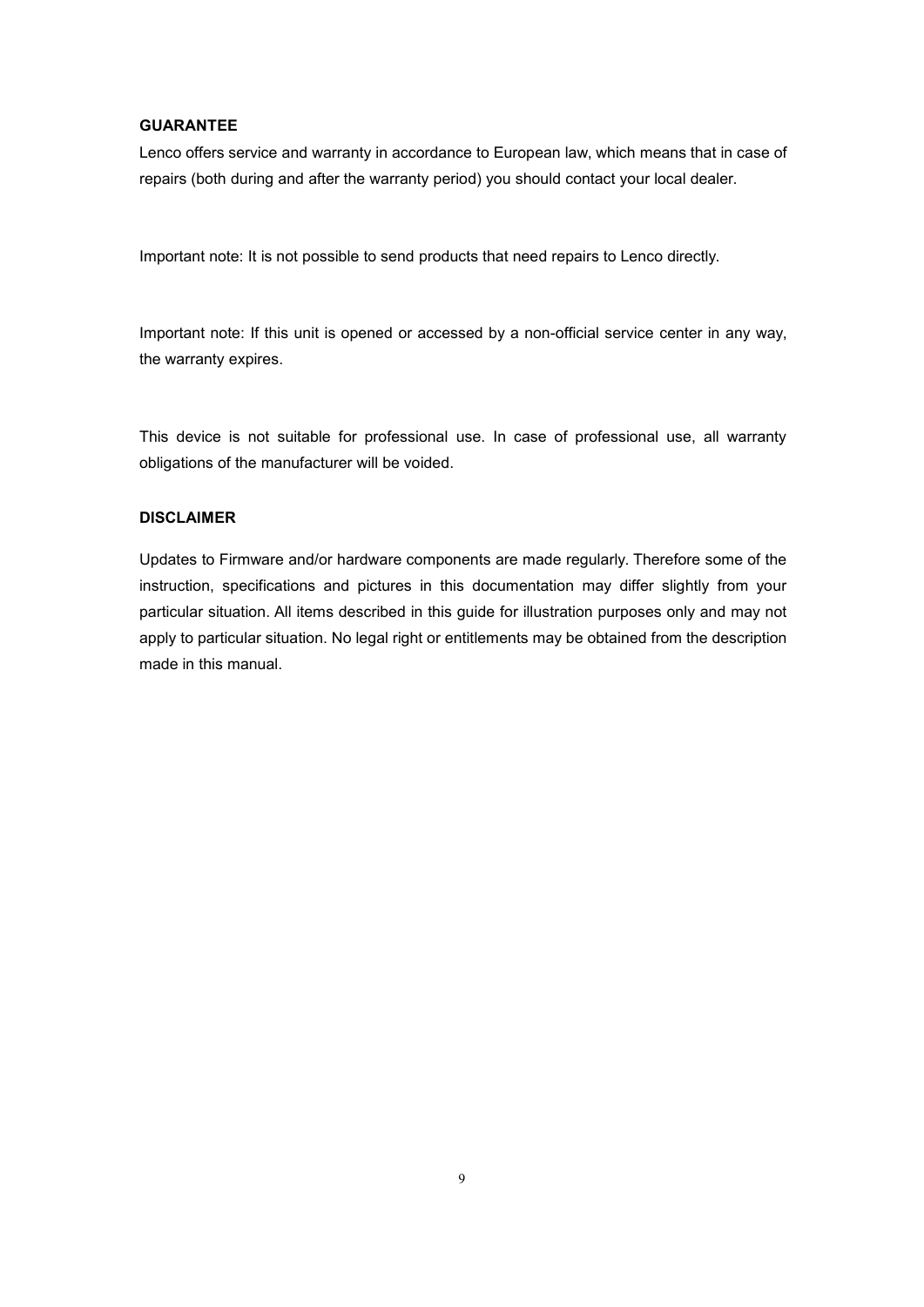## GUARANTEE

Lenco offers service and warranty in accordance to European law, which means that in case of repairs (both during and after the warranty period) you should contact your local dealer.

Important note: It is not possible to send products that need repairs to Lenco directly.

Important note: If this unit is opened or accessed by a non-official service center in any way, the warranty expires.

This device is not suitable for professional use. In case of professional use, all warranty obligations of the manufacturer will be voided.

## DISCLAIMER

Updates to Firmware and/or hardware components are made regularly. Therefore some of the instruction, specifications and pictures in this documentation may differ slightly from your particular situation. All items described in this guide for illustration purposes only and may not apply to particular situation. No legal right or entitlements may be obtained from the description made in this manual.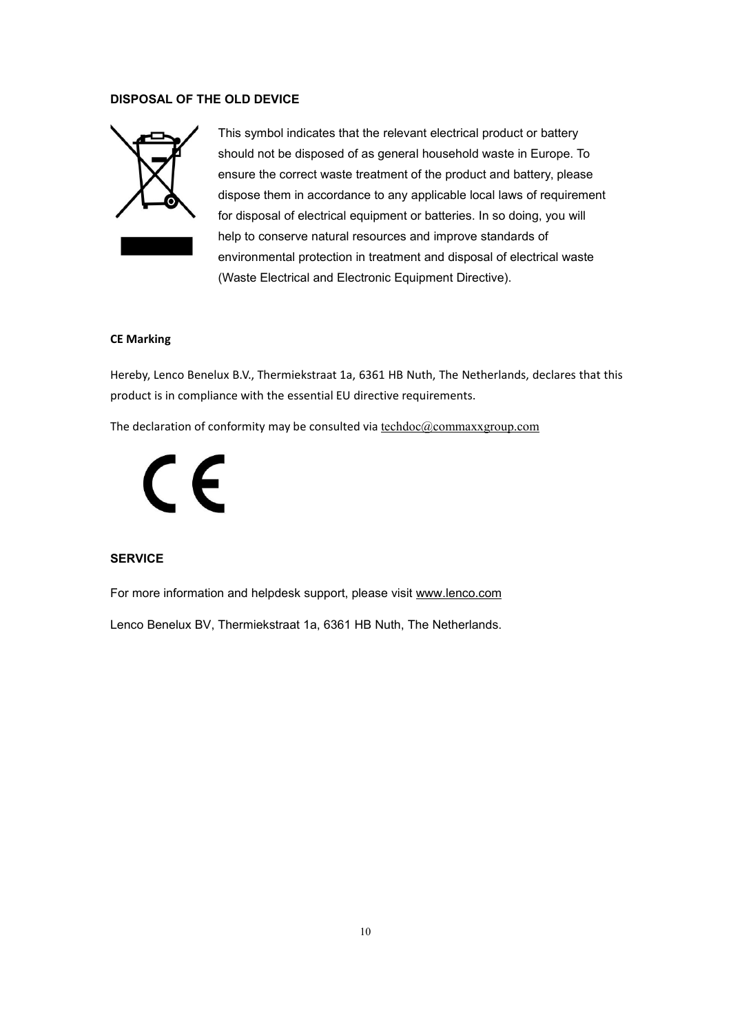## DISPOSAL OF THE OLD DEVICE

This symbol indicates that the relevant electrical product or battery should not be disposed of as general household waste in Europe. To ensure the correct waste treatment of the product and battery, please dispose them in accordance to any applicable local laws of requirement for disposal of electrical equipment or batteries. In so doing, you will help to conserve natural resources and improve standards of environmental protection in treatment and disposal of electrical waste (Waste Electrical and Electronic Equipment Directive).

### CE Marking

Hereby, Lenco Benelux B.V., Thermiekstraat 1a, 6361 HB Nuth, The Netherlands, declares that this product is in compliance with the essential EU directive requirements.

The declaration of conformity may be consulted via techdoc@commaxxgroup.com

## SERVICE

For more information and helpdesk support, please visit www.lenco.com

Lenco Benelux BV, Thermiekstraat 1a, 6361 HB Nuth, The Netherlands.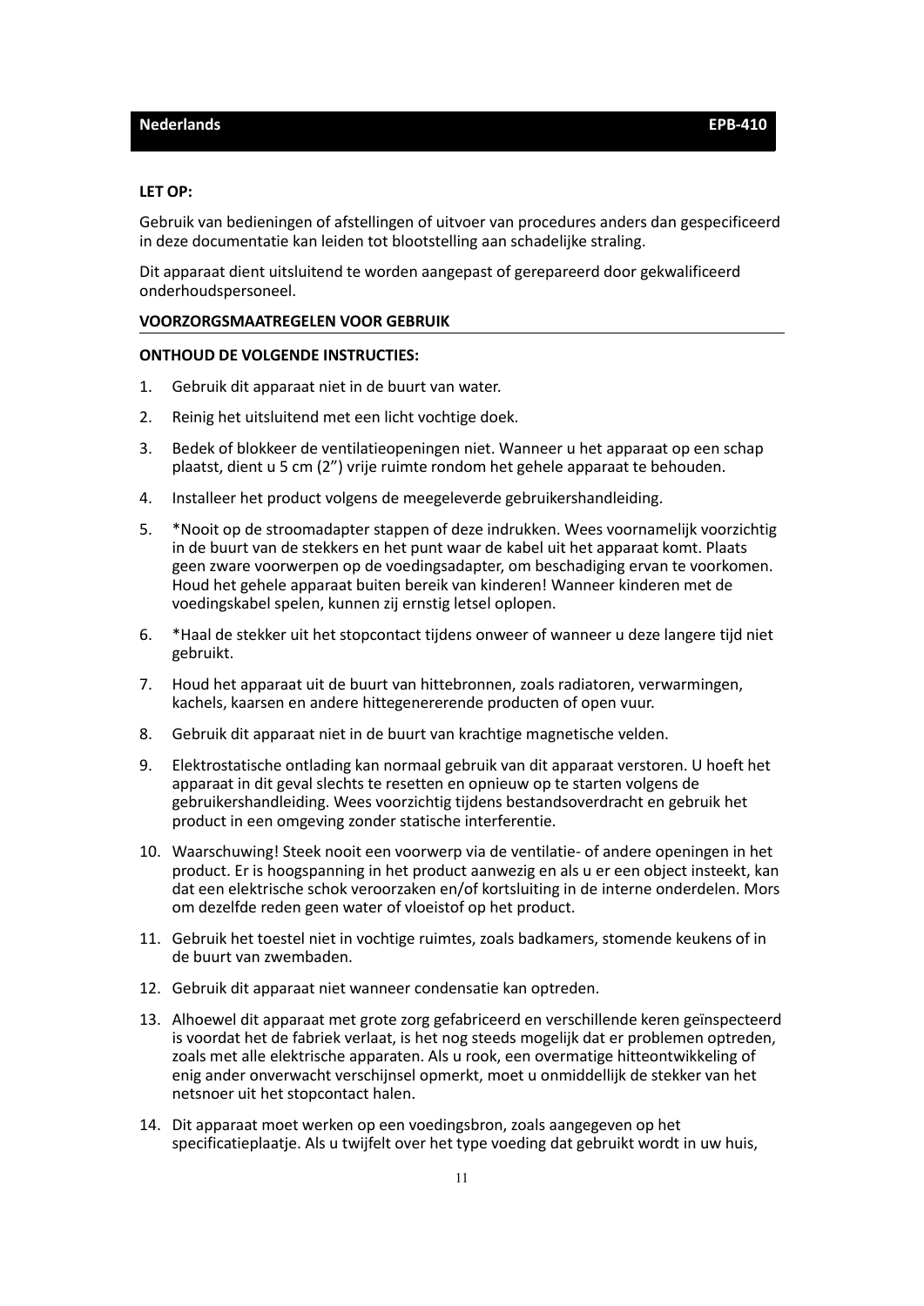**LET OP:**

Gebruik van bedieningen of afstellingen of uitvoer van procedures anders dan gespecificeerd in deze documentatie kan leiden tot blootstelling aan schadelijke straling.

Dit apparaat dient uitsluitend te worden aangepast of gerepareerd door gekwalificeerd onderhoudspersoneel.

**VOORZORGSMAATREGELEN VOOR GEBRUIK**

**ONTHOUD DE VOLGENDE INSTRUCTIES:**

1. Gebruik dit apparaat niet in de buurt van water.
2. Reinig het uitsluitend met een licht vochtige doek.
3. Bedek of blokkeer de ventilatieopeningen niet. Wanneer u het apparaat op een schap plaatst, dient u 5 cm (2") vrije ruimte rondom het gehele apparaat te behouden.
4. Installeer het product volgens de meegeleverde gebruikershandleiding.
5. *Nooit op de stroomadapter stappen of deze indrukken. Wees voornamelijk voorzichtig in de buurt van de stekkers en het punt waar de kabel uit het apparaat komt. Plaats geen zware voorwerpen op de voedingsadapter, om beschadiging ervan te voorkomen. Houd het gehele apparaat buiten bereik van kinderen! Wanneer kinderen met de voedingskabel spelen, kunnen zij ernstig letsel oplopen.
6. *Haal de stekker uit het stopcontact tijdens onweer of wanneer u deze langere tijd niet gebruikt.
7. Houd het apparaat uit de buurt van hittebronnen, zoals radiatoren, verwarmingen, kachels, kaarsen en andere hittegenererende producten of open vuur.
8. Gebruik dit apparaat niet in de buurt van krachtige magnetische velden.
9. Elektrostatische ontlading kan normaal gebruik van dit apparaat verstoren. U hoeft het apparaat in dit geval slechts te resetten en opnieuw op te starten volgens de gebruikershandleiding. Wees voorzichtig tijdens bestandsoverdracht en gebruik het product in een omgeving zonder statische interferentie.
10. Waarschuwing! Steek nooit een voorwerp via de ventilatie- of andere openingen in het product. Er is hoogspanning in het product aanwezig en als u er een object insteekt, kan dat een elektrische schok veroorzaken en/of kortsluiting in de interne onderdelen. Mors om dezelfde reden geen water of vloeistof op het product.
11. Gebruik het toestel niet in vochtige ruimtes, zoals badkamers, stomende keukens of in de buurt van zwembaden.
12. Gebruik dit apparaat niet wanneer condensatie kan optreden.
13. Alhoewel dit apparaat met grote zorg gefabriceerd en verschillende keren geïnspecteerd is voordat het de fabriek verlaat, is het nog steeds mogelijk dat er problemen optreden, zoals met alle elektrische apparaten. Als u rook, een overmatige hitteontwikkeling of enig ander onverwacht verschijnsel opmerkt, moet u onmiddellijk de stekker van het netsnoer uit het stopcontact halen.
14. Dit apparaat moet werken op een voedingsbron, zoals aangegeven op het specificatieplaatje. Als u twijfelt over het type voeding dat gebruikt wordt in uw huis,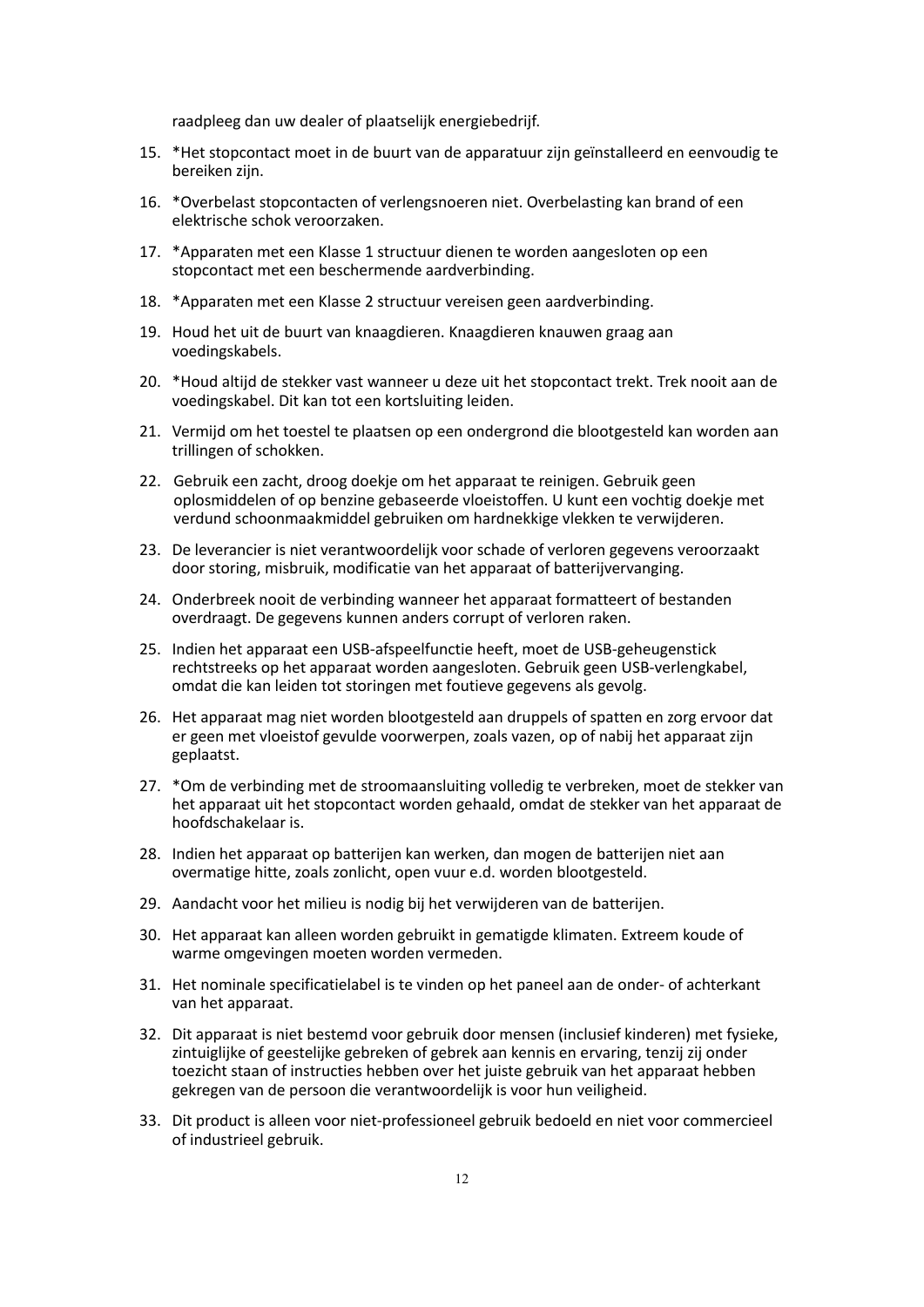raadpleeg dan uw dealer of plaatselijk energiebedrijf.

15. *Het stopcontact moet in de buurt van de apparatuur zijn geïnstalleerd en eenvoudig te bereiken zijn.
16. *Overbelast stopcontacten of verlengsnoeren niet. Overbelasting kan brand of een elektrische schok veroorzaken.
17. *Apparaten met een Klasse 1 structuur dienen te worden aangesloten op een stopcontact met een beschermende aardverbinding.
18. *Apparaten met een Klasse 2 structuur vereisen geen aardverbinding.
19. Houd het uit de buurt van knaagdieren. Knaagdieren knauwen graag aan voedingskabels.
20. *Houd altijd de stekker vast wanneer u deze uit het stopcontact trekt. Trek nooit aan de voedingskabel. Dit kan tot een kortsluiting leiden.
21. Vermijd om het toestel te plaatsen op een ondergrond die blootgesteld kan worden aan trillingen of schokken.
22. Gebruik een zacht, droog doekje om het apparaat te reinigen. Gebruik geen oplosmiddelen of op benzine gebaseerde vloeistoffen. U kunt een vochtig doekje met verdund schoonmaakmiddel gebruiken om hardnekkige vlekken te verwijderen.
23. De leverancier is niet verantwoordelijk voor schade of verloren gegevens veroorzaakt door storing, misbruik, modificatie van het apparaat of batterijvervanging.
24. Onderbreek nooit de verbinding wanneer het apparaat formatteert of bestanden overdraagt. De gegevens kunnen anders corrupt of verloren raken.
25. Indien het apparaat een USB-afspeelfunctie heeft, moet de USB-geheugenstick rechtstreeks op het apparaat worden aangesloten. Gebruik geen USB-verlengkabel, omdat die kan leiden tot storingen met foutieve gegevens als gevolg.
26. Het apparaat mag niet worden blootgesteld aan druppels of spatten en zorg ervoor dat er geen met vloeistof gevulde voorwerpen, zoals vazen, op of nabij het apparaat zijn geplaatst.
27. *Om de verbinding met de stroomaansluiting volledig te verbreken, moet de stekker van het apparaat uit het stopcontact worden gehaald, omdat de stekker van het apparaat de hoofdschakelaar is.
28. Indien het apparaat op batterijen kan werken, dan mogen de batterijen niet aan overmatige hitte, zoals zonlicht, open vuur e.d. worden blootgesteld.
29. Aandacht voor het milieu is nodig bij het verwijderen van de batterijen.
30. Het apparaat kan alleen worden gebruikt in gematigde klimaten. Extreem koude of warme omgevingen moeten worden vermeden.
31. Het nominale specificatielabel is te vinden op het paneel aan de onder- of achterkant van het apparaat.
32. Dit apparaat is niet bestemd voor gebruik door mensen (inclusief kinderen) met fysieke, zintuiglijke of geestelijke gebreken of gebrek aan kennis en ervaring, tenzij zij onder toezicht staan of instructies hebben over het juiste gebruik van het apparaat hebben gekregen van de persoon die verantwoordelijk is voor hun veiligheid.
33. Dit product is alleen voor niet-professioneel gebruik bedoeld en niet voor commercieel of industrieel gebruik.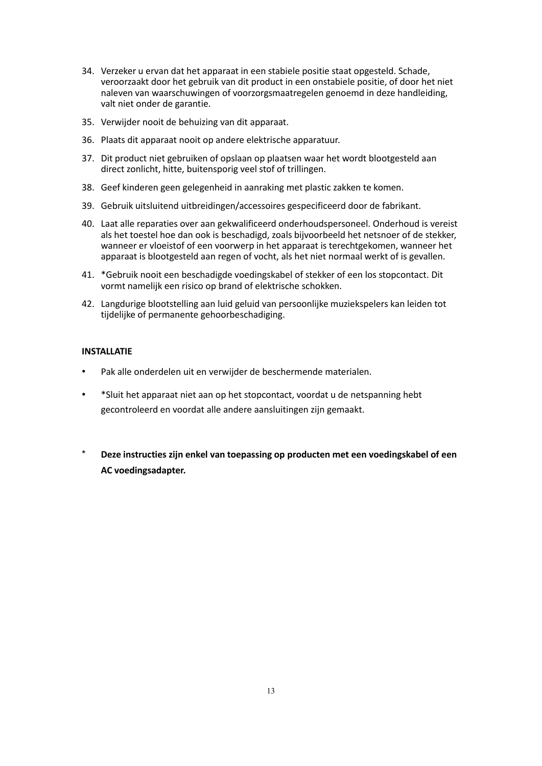34. Verzeker u ervan dat het apparaat in een stabiele positie staat opgesteld. Schade, veroorzaakt door het gebruik van dit product in een onstabiele positie, of door het niet naleven van waarschuwingen of voorzorgsmaatregelen genoemd in deze handleiding, valt niet onder de garantie.
35. Verwijder nooit de behuizing van dit apparaat.
36. Plaats dit apparaat nooit op andere elektrische apparatuur.
37. Dit product niet gebruiken of opslaan op plaatsen waar het wordt blootgesteld aan direct zonlicht, hitte, buitensporig veel stof of trillingen.
38. Geef kinderen geen gelegenheid in aanraking met plastic zakken te komen.
39. Gebruik uitsluitend uitbreidingen/accessoires gespecificeerd door de fabrikant.
40. Laat alle reparaties over aan gekwalificeerd onderhoudspersoneel. Onderhoud is vereist als het toestel hoe dan ook is beschadigd, zoals bijvoorbeeld het netsnoer of de stekker, wanneer er vloeistof of een voorwerp in het apparaat is terechtgekomen, wanneer het apparaat is blootgesteld aan regen of vocht, als het niet normaal werkt of is gevallen.
41. *Gebruik nooit een beschadigde voedingskabel of stekker of een los stopcontact. Dit vormt namelijk een risico op brand of elektrische schokken.
42. Langdurige blootstelling aan luid geluid van persoonlijke muziekspelers kan leiden tot tijdelijke of permanente gehoorbeschadiging.

**INSTALLATIE**

- Pak alle onderdelen uit en verwijder de beschermende materialen.
- *Sluit het apparaat niet aan op het stopcontact, voordat u de netspanning hebt gecontroleerd en voordat alle andere aansluitingen zijn gemaakt.

\* **Deze instructies zijn enkel van toepassing op producten met een voedingskabel of een AC voedingsadapter.**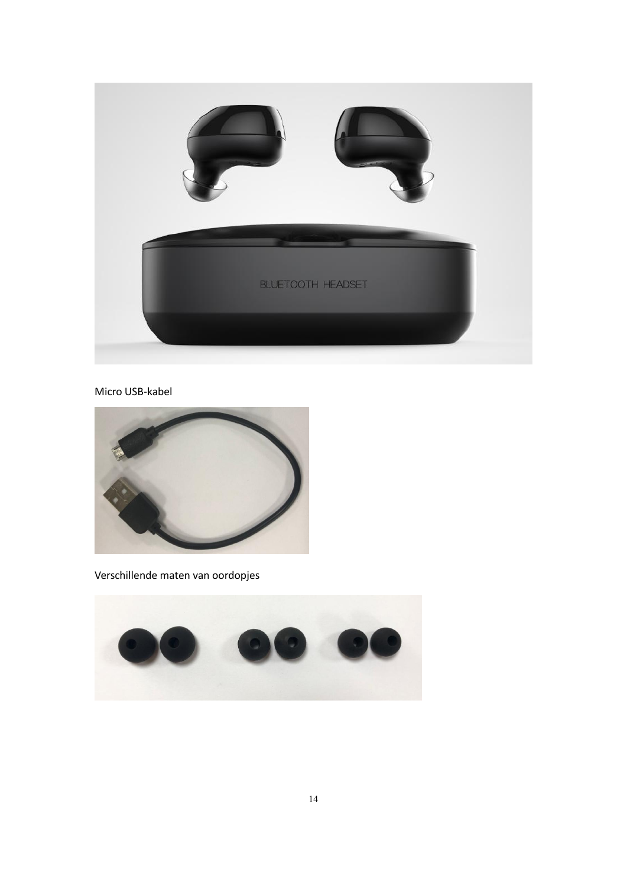Micro USB-kabel

Verschillende maten van oordopjes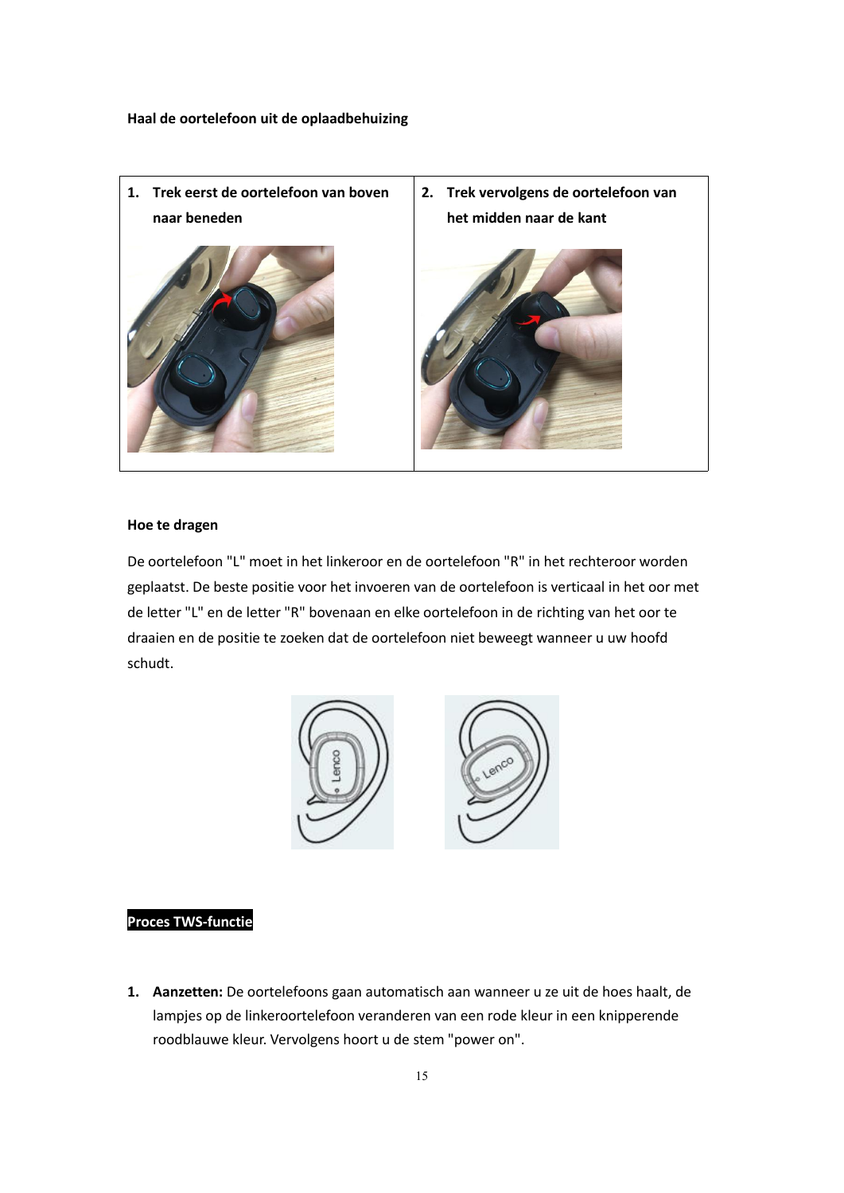**Haal de oortelefoon uit de oplaadbehuizing**

| 1. **Trek eerst de oortelefoon van boven naar beneden** | 2. **Trek vervolgens de oortelefoon van het midden naar de kant** |
| --- | --- |

**Hoe te dragen**

De oortelefoon "L" moet in het linkeroor en de oortelefoon "R" in het rechteroor worden geplaatst. De beste positie voor het invoeren van de oortelefoon is verticaal in het oor met de letter "L" en de letter "R" bovenaan en elke oortelefoon in de richting van het oor te draaien en de positie te zoeken dat de oortelefoon niet beweegt wanneer u uw hoofd schudt.

**Proces TWS-functie**

1. **Aanzetten:** De oortelefoons gaan automatisch aan wanneer u ze uit de hoes haalt, de lampjes op de linkeroortelefoon veranderen van een rode kleur in een knipperende roodblauwe kleur. Vervolgens hoort u de stem "power on".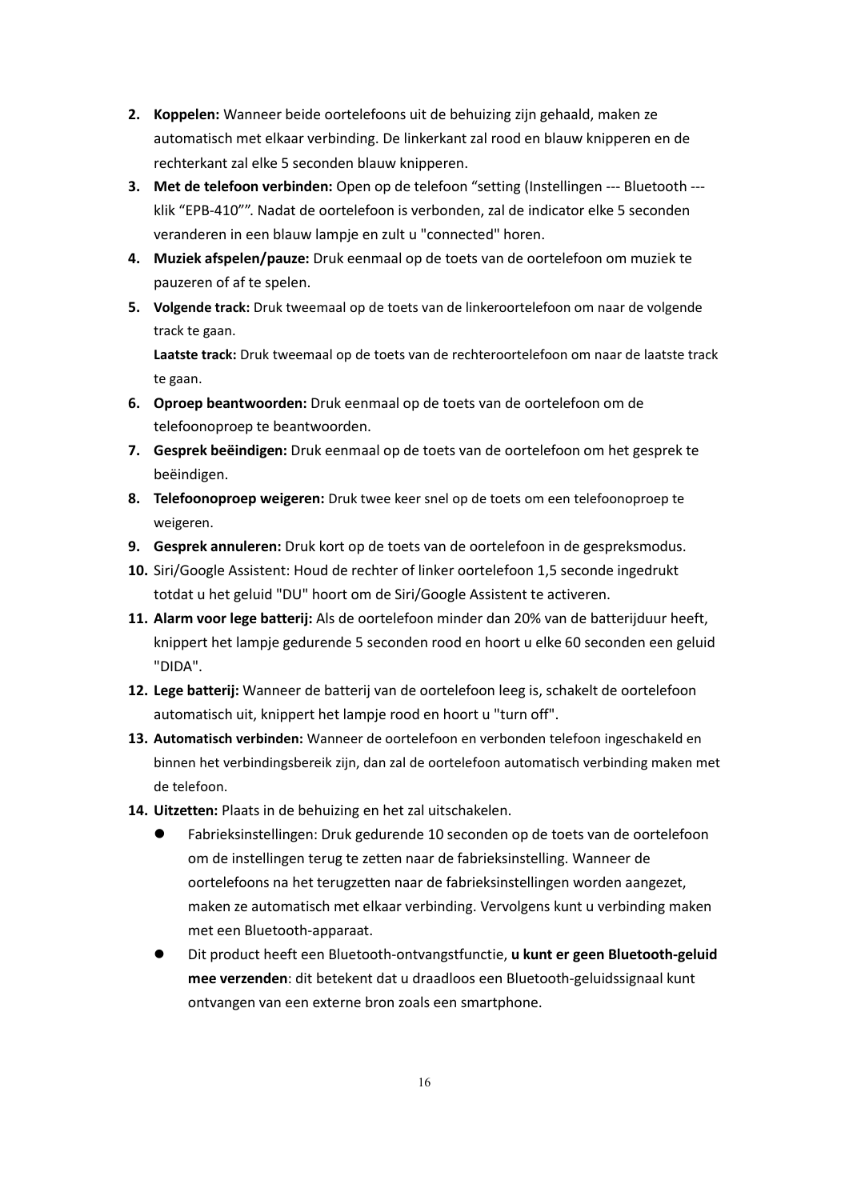2. **Koppelen:** Wanneer beide oortelefoons uit de behuizing zijn gehaald, maken ze automatisch met elkaar verbinding. De linkerkant zal rood en blauw knipperen en de rechterkant zal elke 5 seconden blauw knipperen.
3. **Met de telefoon verbinden:** Open op de telefoon "setting (Instellingen --- Bluetooth --- klik "EPB-410"". Nadat de oortelefoon is verbonden, zal de indicator elke 5 seconden veranderen in een blauw lampje en zult u "connected" horen.
4. **Muziek afspelen/pauze:** Druk eenmaal op de toets van de oortelefoon om muziek te pauzeren of af te spelen.
5. **Volgende track:** Druk tweemaal op de toets van de linkeroortelefoon om naar de volgende track te gaan.

   **Laatste track:** Druk tweemaal op de toets van de rechteroortelefoon om naar de laatste track te gaan.
6. **Oproep beantwoorden:** Druk eenmaal op de toets van de oortelefoon om de telefoonoproep te beantwoorden.
7. **Gesprek beëindigen:** Druk eenmaal op de toets van de oortelefoon om het gesprek te beëindigen.
8. **Telefoonoproep weigeren:** Druk twee keer snel op de toets om een telefoonoproep te weigeren.
9. **Gesprek annuleren:** Druk kort op de toets van de oortelefoon in de gespreksmodus.
10. Siri/Google Assistent: Houd de rechter of linker oortelefoon 1,5 seconde ingedrukt totdat u het geluid "DU" hoort om de Siri/Google Assistent te activeren.
11. **Alarm voor lege batterij:** Als de oortelefoon minder dan 20% van de batterijduur heeft, knippert het lampje gedurende 5 seconden rood en hoort u elke 60 seconden een geluid "DIDA".
12. **Lege batterij:** Wanneer de batterij van de oortelefoon leeg is, schakelt de oortelefoon automatisch uit, knippert het lampje rood en hoort u "turn off".
13. **Automatisch verbinden:** Wanneer de oortelefoon en verbonden telefoon ingeschakeld en binnen het verbindingsbereik zijn, dan zal de oortelefoon automatisch verbinding maken met de telefoon.
14. **Uitzetten:** Plaats in de behuizing en het zal uitschakelen.
    - Fabrieksinstellingen: Druk gedurende 10 seconden op de toets van de oortelefoon om de instellingen terug te zetten naar de fabrieksinstelling. Wanneer de oortelefoons na het terugzetten naar de fabrieksinstellingen worden aangezet, maken ze automatisch met elkaar verbinding. Vervolgens kunt u verbinding maken met een Bluetooth-apparaat.
    - Dit product heeft een Bluetooth-ontvangstfunctie, **u kunt er geen Bluetooth-geluid mee verzenden**: dit betekent dat u draadloos een Bluetooth-geluidssignaal kunt ontvangen van een externe bron zoals een smartphone.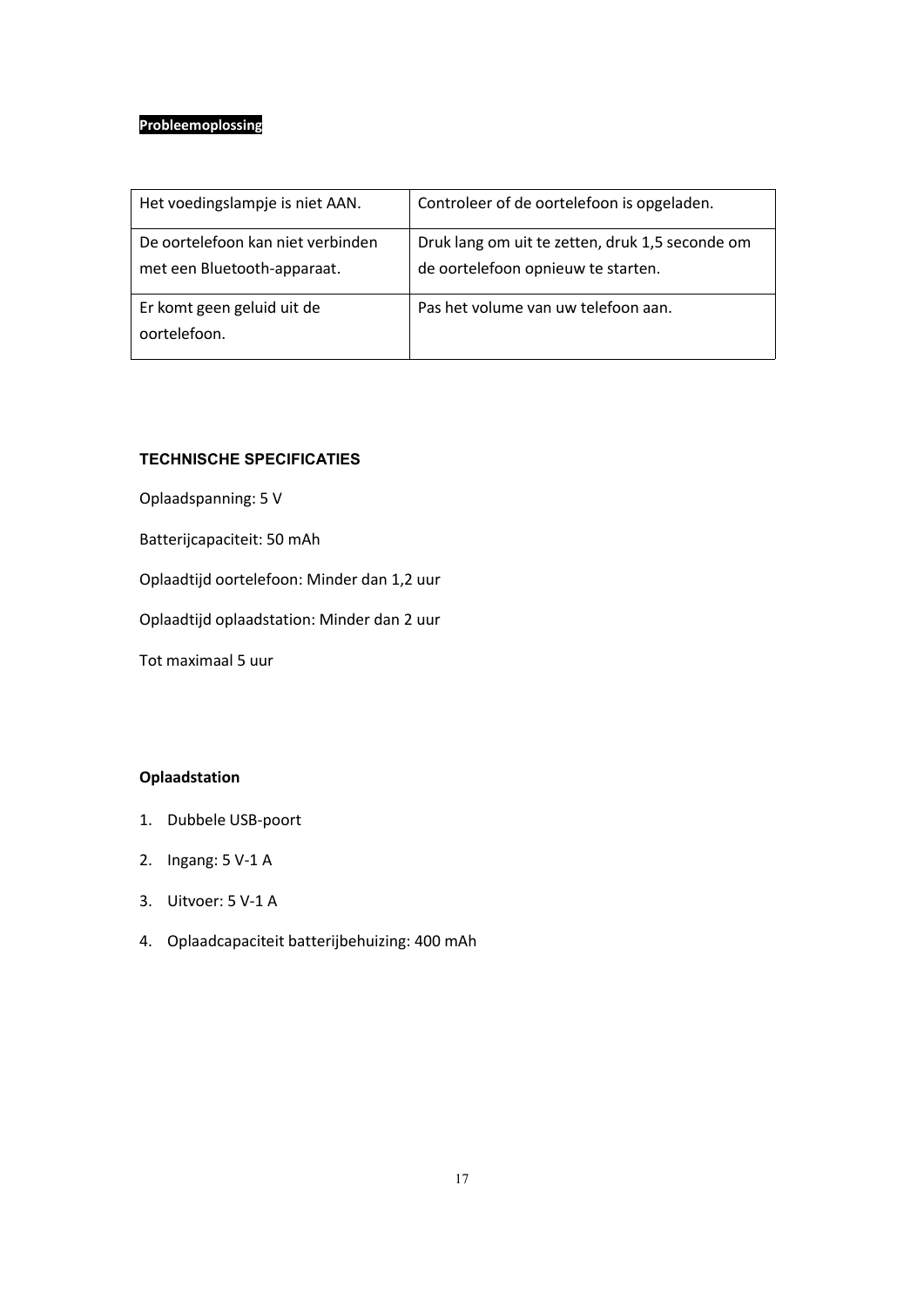**Probleemoplossing**

| Het voedingslampje is niet AAN. | Controleer of de oortelefoon is opgeladen. |
| --- | --- |
| De oortelefoon kan niet verbinden met een Bluetooth-apparaat. | Druk lang om uit te zetten, druk 1,5 seconde om de oortelefoon opnieuw te starten. |
| Er komt geen geluid uit de oortelefoon. | Pas het volume van uw telefoon aan. |

**TECHNISCHE SPECIFICATIES**

Oplaadspanning: 5 V

Batterijcapaciteit: 50 mAh

Oplaadtijd oortelefoon: Minder dan 1,2 uur

Oplaadtijd oplaadstation: Minder dan 2 uur

Tot maximaal 5 uur

**Oplaadstation**

1. Dubbele USB-poort
2. Ingang: 5 V-1 A
3. Uitvoer: 5 V-1 A
4. Oplaadcapaciteit batterijbehuizing: 400 mAh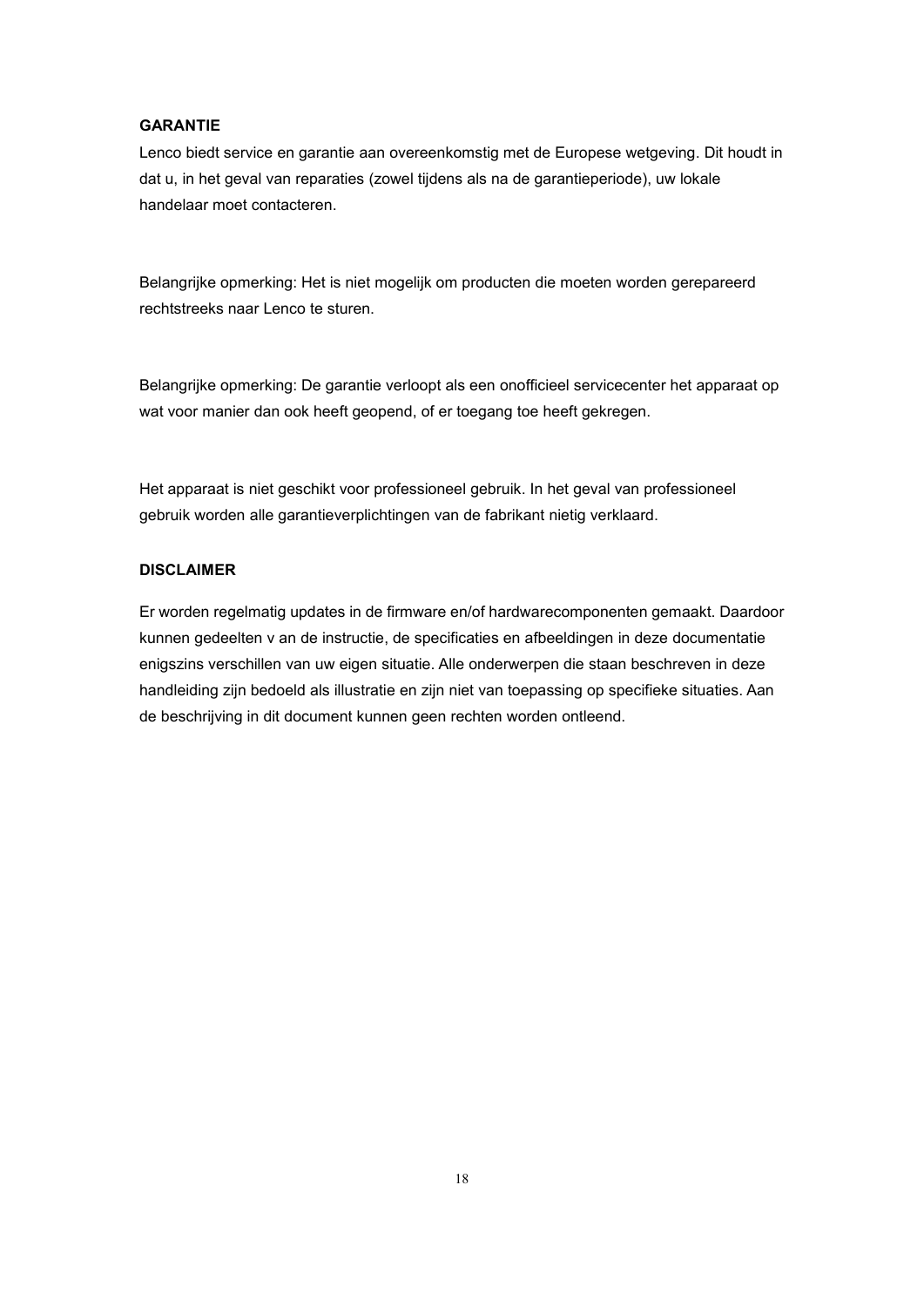**GARANTIE**

Lenco biedt service en garantie aan overeenkomstig met de Europese wetgeving. Dit houdt in dat u, in het geval van reparaties (zowel tijdens als na de garantieperiode), uw lokale handelaar moet contacteren.

Belangrijke opmerking: Het is niet mogelijk om producten die moeten worden gerepareerd rechtstreeks naar Lenco te sturen.

Belangrijke opmerking: De garantie verloopt als een onofficieel servicecenter het apparaat op wat voor manier dan ook heeft geopend, of er toegang toe heeft gekregen.

Het apparaat is niet geschikt voor professioneel gebruik. In het geval van professioneel gebruik worden alle garantieverplichtingen van de fabrikant nietig verklaard.

**DISCLAIMER**

Er worden regelmatig updates in de firmware en/of hardwarecomponenten gemaakt. Daardoor kunnen gedeelten v an de instructie, de specificaties en afbeeldingen in deze documentatie enigszins verschillen van uw eigen situatie. Alle onderwerpen die staan beschreven in deze handleiding zijn bedoeld als illustratie en zijn niet van toepassing op specifieke situaties. Aan de beschrijving in dit document kunnen geen rechten worden ontleend.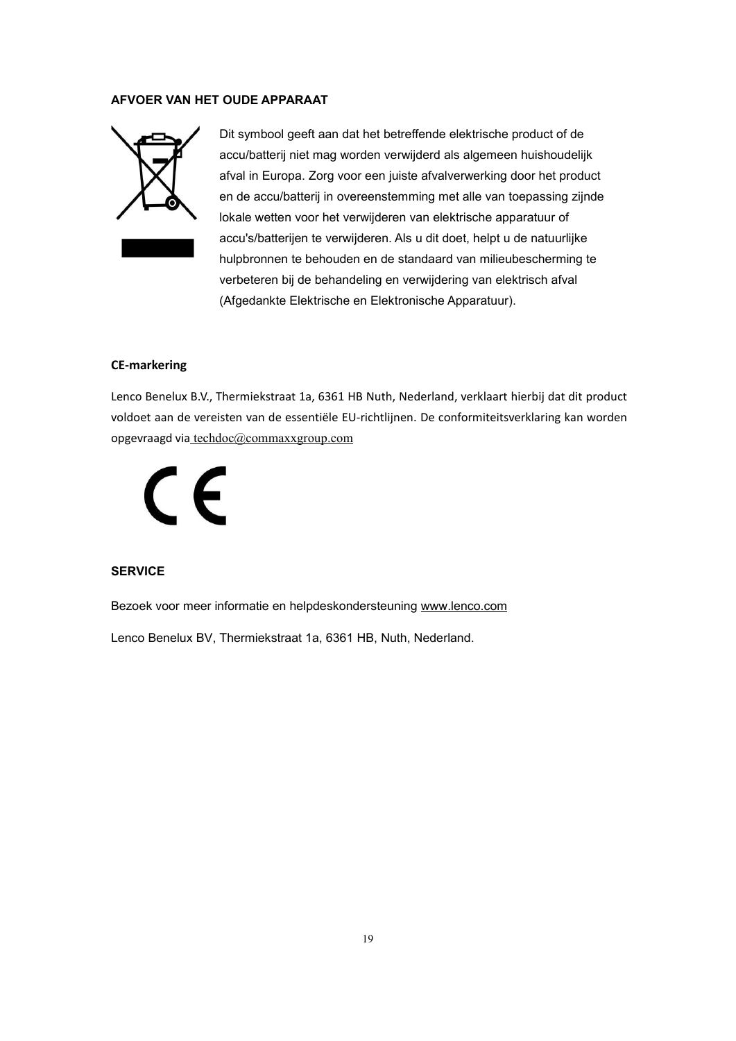## AFVOER VAN HET OUDE APPARAAT

Dit symbool geeft aan dat het betreffende elektrische product of de accu/batterij niet mag worden verwijderd als algemeen huishoudelijk afval in Europa. Zorg voor een juiste afvalverwerking door het product en de accu/batterij in overeenstemming met alle van toepassing zijnde lokale wetten voor het verwijderen van elektrische apparatuur of accu's/batterijen te verwijderen. Als u dit doet, helpt u de natuurlijke hulpbronnen te behouden en de standaard van milieubescherming te verbeteren bij de behandeling en verwijdering van elektrisch afval (Afgedankte Elektrische en Elektronische Apparatuur).

## CE-markering

Lenco Benelux B.V., Thermiekstraat 1a, 6361 HB Nuth, Nederland, verklaart hierbij dat dit product voldoet aan de vereisten van de essentiële EU-richtlijnen. De conformiteitsverklaring kan worden opgevraagd via techdoc@commaxxgroup.com

## SERVICE

Bezoek voor meer informatie en helpdeskondersteuning www.lenco.com

Lenco Benelux BV, Thermiekstraat 1a, 6361 HB, Nuth, Nederland.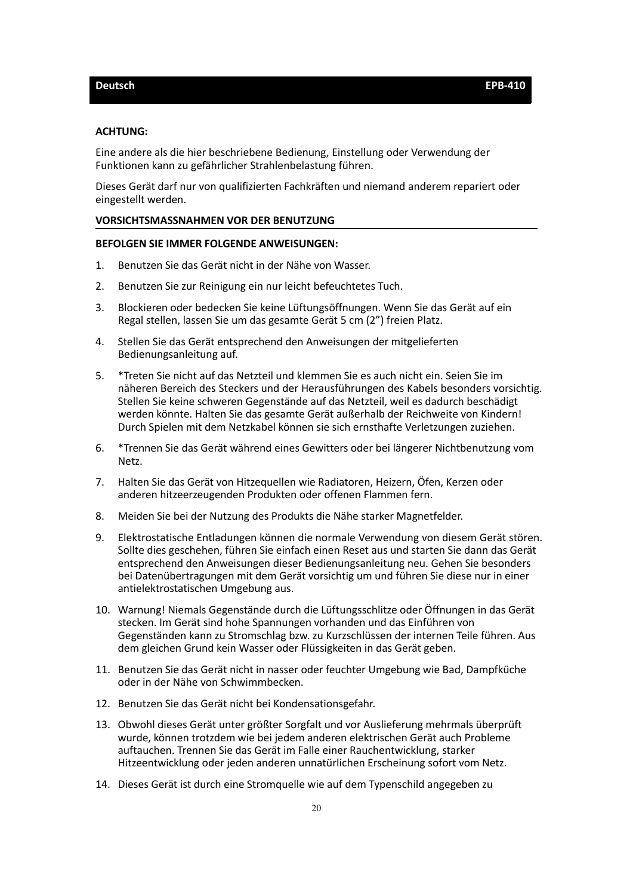**ACHTUNG:**

Eine andere als die hier beschriebene Bedienung, Einstellung oder Verwendung der Funktionen kann zu gefährlicher Strahlenbelastung führen.

Dieses Gerät darf nur von qualifizierten Fachkräften und niemand anderem repariert oder eingestellt werden.

**VORSICHTSMASSNAHMEN VOR DER BENUTZUNG**

**BEFOLGEN SIE IMMER FOLGENDE ANWEISUNGEN:**

1. Benutzen Sie das Gerät nicht in der Nähe von Wasser.
2. Benutzen Sie zur Reinigung ein nur leicht befeuchtetes Tuch.
3. Blockieren oder bedecken Sie keine Lüftungsöffnungen. Wenn Sie das Gerät auf ein Regal stellen, lassen Sie um das gesamte Gerät 5 cm (2”) freien Platz.
4. Stellen Sie das Gerät entsprechend den Anweisungen der mitgelieferten Bedienungsanleitung auf.
5. *Treten Sie nicht auf das Netzteil und klemmen Sie es auch nicht ein. Seien Sie im näheren Bereich des Steckers und der Herausführungen des Kabels besonders vorsichtig. Stellen Sie keine schweren Gegenstände auf das Netzteil, weil es dadurch beschädigt werden könnte. Halten Sie das gesamte Gerät außerhalb der Reichweite von Kindern! Durch Spielen mit dem Netzkabel können sie sich ernsthafte Verletzungen zuziehen.
6. *Trennen Sie das Gerät während eines Gewitters oder bei längerer Nichtbenutzung vom Netz.
7. Halten Sie das Gerät von Hitzequellen wie Radiatoren, Heizern, Öfen, Kerzen oder anderen hitzeerzeugenden Produkten oder offenen Flammen fern.
8. Meiden Sie bei der Nutzung des Produkts die Nähe starker Magnetfelder.
9. Elektrostatische Entladungen können die normale Verwendung von diesem Gerät stören. Sollte dies geschehen, führen Sie einfach einen Reset aus und starten Sie dann das Gerät entsprechend den Anweisungen dieser Bedienungsanleitung neu. Gehen Sie besonders bei Datenübertragungen mit dem Gerät vorsichtig um und führen Sie diese nur in einer antielektrostatischen Umgebung aus.
10. Warnung! Niemals Gegenstände durch die Lüftungsschlitze oder Öffnungen in das Gerät stecken. Im Gerät sind hohe Spannungen vorhanden und das Einführen von Gegenständen kann zu Stromschlag bzw. zu Kurzschlüssen der internen Teile führen. Aus dem gleichen Grund kein Wasser oder Flüssigkeiten in das Gerät geben.
11. Benutzen Sie das Gerät nicht in nasser oder feuchter Umgebung wie Bad, Dampfküche oder in der Nähe von Schwimmbecken.
12. Benutzen Sie das Gerät nicht bei Kondensationsgefahr.
13. Obwohl dieses Gerät unter größter Sorgfalt und vor Auslieferung mehrmals überprüft wurde, können trotzdem wie bei jedem anderen elektrischen Gerät auch Probleme auftauchen. Trennen Sie das Gerät im Falle einer Rauchentwicklung, starker Hitzeentwicklung oder jeden anderen unnatürlichen Erscheinung sofort vom Netz.
14. Dieses Gerät ist durch eine Stromquelle wie auf dem Typenschild angegeben zu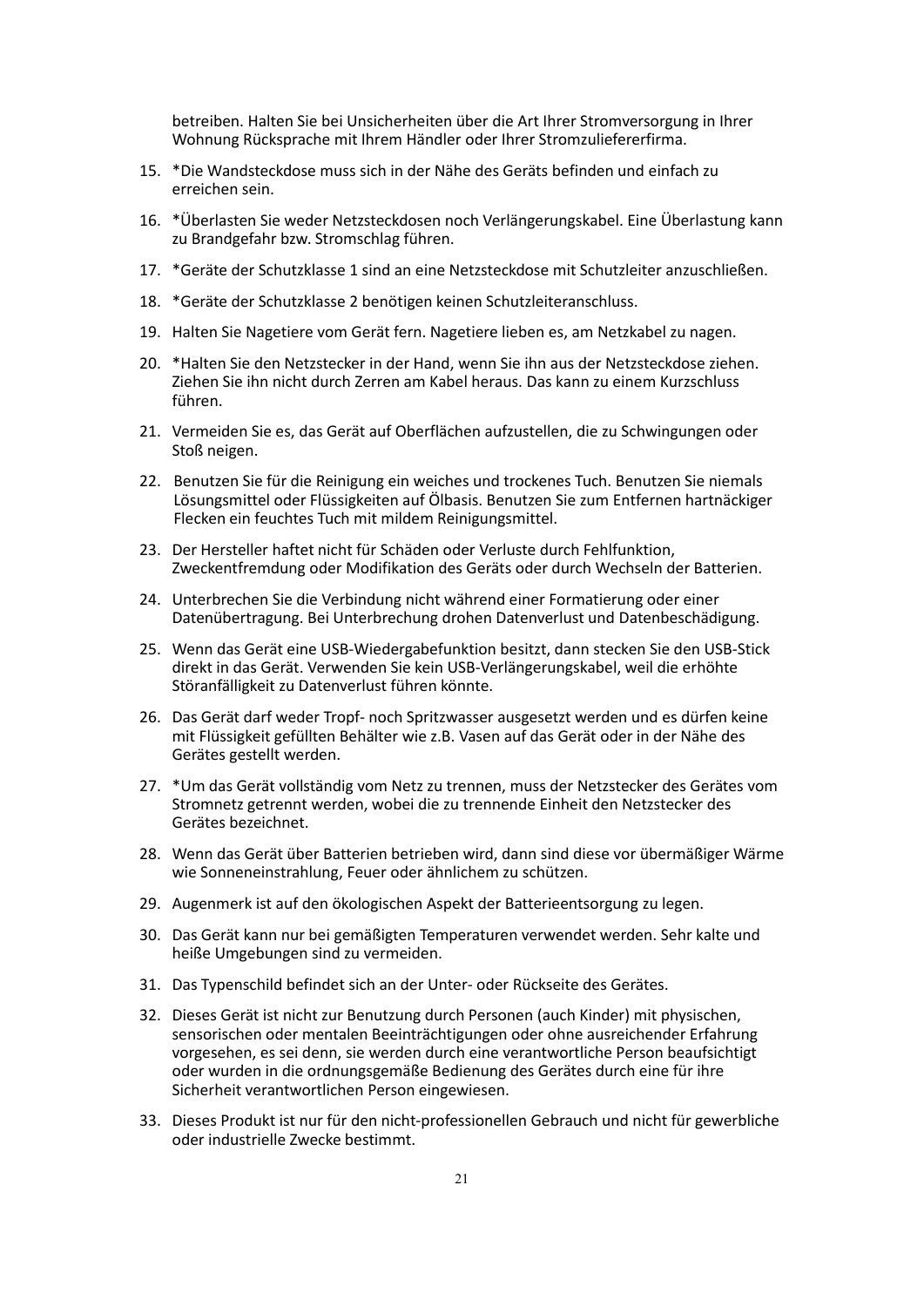betreiben. Halten Sie bei Unsicherheiten über die Art Ihrer Stromversorgung in Ihrer Wohnung Rücksprache mit Ihrem Händler oder Ihrer Stromzuliefererfirma.

15. *Die Wandsteckdose muss sich in der Nähe des Geräts befinden und einfach zu erreichen sein.
16. *Überlasten Sie weder Netzsteckdosen noch Verlängerungskabel. Eine Überlastung kann zu Brandgefahr bzw. Stromschlag führen.
17. *Geräte der Schutzklasse 1 sind an eine Netzsteckdose mit Schutzleiter anzuschließen.
18. *Geräte der Schutzklasse 2 benötigen keinen Schutzleiteranschluss.
19. Halten Sie Nagetiere vom Gerät fern. Nagetiere lieben es, am Netzkabel zu nagen.
20. *Halten Sie den Netzstecker in der Hand, wenn Sie ihn aus der Netzsteckdose ziehen. Ziehen Sie ihn nicht durch Zerren am Kabel heraus. Das kann zu einem Kurzschluss führen.
21. Vermeiden Sie es, das Gerät auf Oberflächen aufzustellen, die zu Schwingungen oder Stoß neigen.
22. Benutzen Sie für die Reinigung ein weiches und trockenes Tuch. Benutzen Sie niemals Lösungsmittel oder Flüssigkeiten auf Ölbasis. Benutzen Sie zum Entfernen hartnäckiger Flecken ein feuchtes Tuch mit mildem Reinigungsmittel.
23. Der Hersteller haftet nicht für Schäden oder Verluste durch Fehlfunktion, Zweckentfremdung oder Modifikation des Geräts oder durch Wechseln der Batterien.
24. Unterbrechen Sie die Verbindung nicht während einer Formatierung oder einer Datenübertragung. Bei Unterbrechung drohen Datenverlust und Datenbeschädigung.
25. Wenn das Gerät eine USB-Wiedergabefunktion besitzt, dann stecken Sie den USB-Stick direkt in das Gerät. Verwenden Sie kein USB-Verlängerungskabel, weil die erhöhte Störanfälligkeit zu Datenverlust führen könnte.
26. Das Gerät darf weder Tropf- noch Spritzwasser ausgesetzt werden und es dürfen keine mit Flüssigkeit gefüllten Behälter wie z.B. Vasen auf das Gerät oder in der Nähe des Gerätes gestellt werden.
27. *Um das Gerät vollständig vom Netz zu trennen, muss der Netzstecker des Gerätes vom Stromnetz getrennt werden, wobei die zu trennende Einheit den Netzstecker des Gerätes bezeichnet.
28. Wenn das Gerät über Batterien betrieben wird, dann sind diese vor übermäßiger Wärme wie Sonneneinstrahlung, Feuer oder ähnlichem zu schützen.
29. Augenmerk ist auf den ökologischen Aspekt der Batterieentsorgung zu legen.
30. Das Gerät kann nur bei gemäßigten Temperaturen verwendet werden. Sehr kalte und heiße Umgebungen sind zu vermeiden.
31. Das Typenschild befindet sich an der Unter- oder Rückseite des Gerätes.
32. Dieses Gerät ist nicht zur Benutzung durch Personen (auch Kinder) mit physischen, sensorischen oder mentalen Beeinträchtigungen oder ohne ausreichender Erfahrung vorgesehen, es sei denn, sie werden durch eine verantwortliche Person beaufsichtigt oder wurden in die ordnungsgemäße Bedienung des Gerätes durch eine für ihre Sicherheit verantwortlichen Person eingewiesen.
33. Dieses Produkt ist nur für den nicht-professionellen Gebrauch und nicht für gewerbliche oder industrielle Zwecke bestimmt.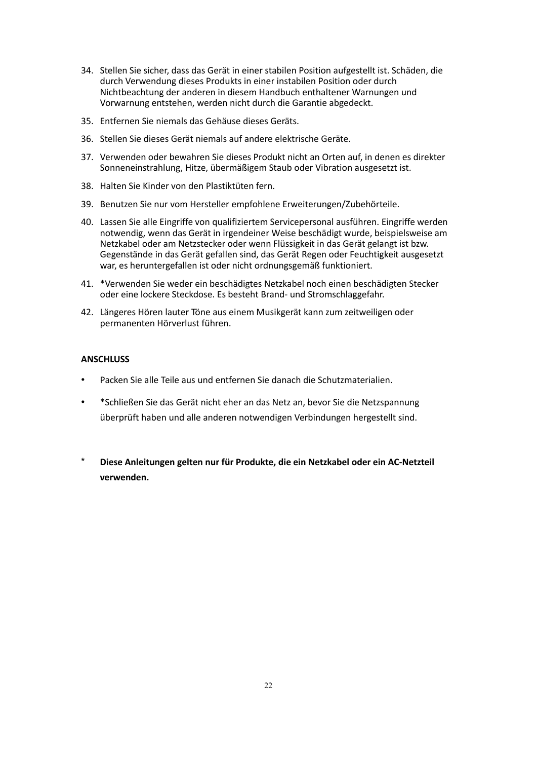34. Stellen Sie sicher, dass das Gerät in einer stabilen Position aufgestellt ist. Schäden, die durch Verwendung dieses Produkts in einer instabilen Position oder durch Nichtbeachtung der anderen in diesem Handbuch enthaltener Warnungen und Vorwarnung entstehen, werden nicht durch die Garantie abgedeckt.
35. Entfernen Sie niemals das Gehäuse dieses Geräts.
36. Stellen Sie dieses Gerät niemals auf andere elektrische Geräte.
37. Verwenden oder bewahren Sie dieses Produkt nicht an Orten auf, in denen es direkter Sonneneinstrahlung, Hitze, übermäßigem Staub oder Vibration ausgesetzt ist.
38. Halten Sie Kinder von den Plastiktüten fern.
39. Benutzen Sie nur vom Hersteller empfohlene Erweiterungen/Zubehörteile.
40. Lassen Sie alle Eingriffe von qualifiziertem Servicepersonal ausführen. Eingriffe werden notwendig, wenn das Gerät in irgendeiner Weise beschädigt wurde, beispielsweise am Netzkabel oder am Netzstecker oder wenn Flüssigkeit in das Gerät gelangt ist bzw. Gegenstände in das Gerät gefallen sind, das Gerät Regen oder Feuchtigkeit ausgesetzt war, es heruntergefallen ist oder nicht ordnungsgemäß funktioniert.
41. *Verwenden Sie weder ein beschädigtes Netzkabel noch einen beschädigten Stecker oder eine lockere Steckdose. Es besteht Brand- und Stromschlaggefahr.
42. Längeres Hören lauter Töne aus einem Musikgerät kann zum zeitweiligen oder permanenten Hörverlust führen.

**ANSCHLUSS**

- Packen Sie alle Teile aus und entfernen Sie danach die Schutzmaterialien.
- *Schließen Sie das Gerät nicht eher an das Netz an, bevor Sie die Netzspannung überprüft haben und alle anderen notwendigen Verbindungen hergestellt sind.

\* **Diese Anleitungen gelten nur für Produkte, die ein Netzkabel oder ein AC-Netzteil verwenden.**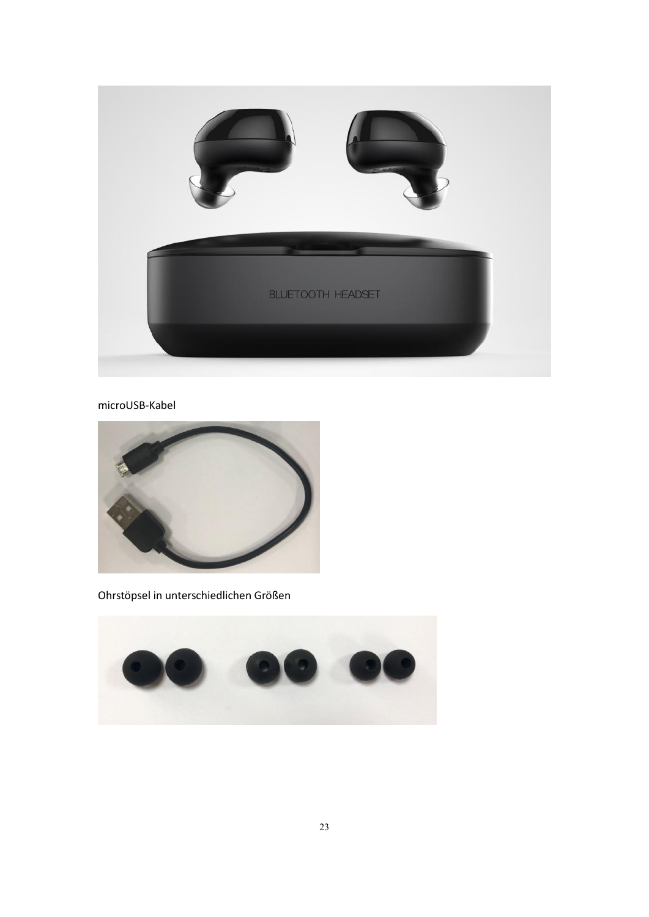microUSB-Kabel

Ohrstöpsel in unterschiedlichen Größen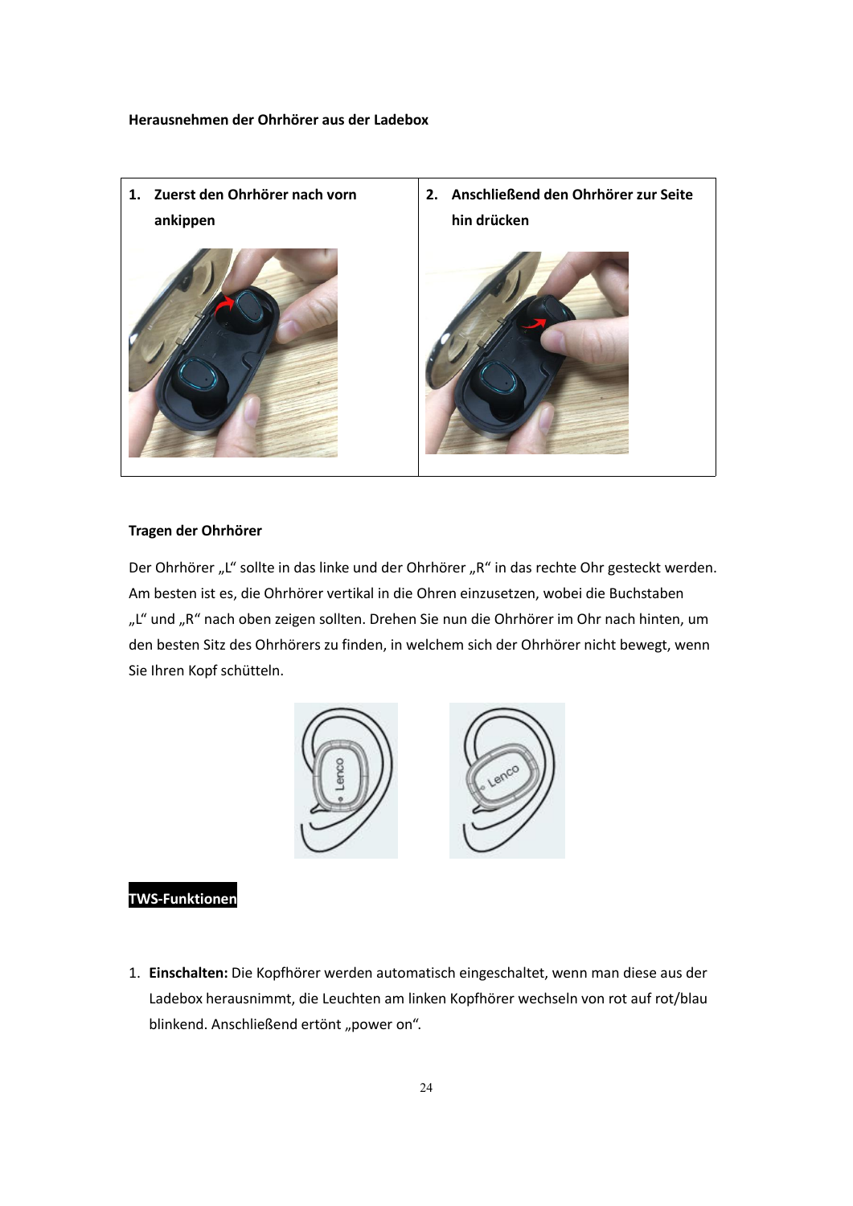**Herausnehmen der Ohrhörer aus der Ladebox**

| 1. Zuerst den Ohrhörer nach vorn ankippen | 2. Anschließend den Ohrhörer zur Seite hin drücken |
| --- | --- |

**Tragen der Ohrhörer**

Der Ohrhörer „L" sollte in das linke und der Ohrhörer „R" in das rechte Ohr gesteckt werden. Am besten ist es, die Ohrhörer vertikal in die Ohren einzusetzen, wobei die Buchstaben „L" und „R" nach oben zeigen sollten. Drehen Sie nun die Ohrhörer im Ohr nach hinten, um den besten Sitz des Ohrhörers zu finden, in welchem sich der Ohrhörer nicht bewegt, wenn Sie Ihren Kopf schütteln.

**TWS-Funktionen**

1. **Einschalten:** Die Kopfhörer werden automatisch eingeschaltet, wenn man diese aus der Ladebox herausnimmt, die Leuchten am linken Kopfhörer wechseln von rot auf rot/blau blinkend. Anschließend ertönt „power on".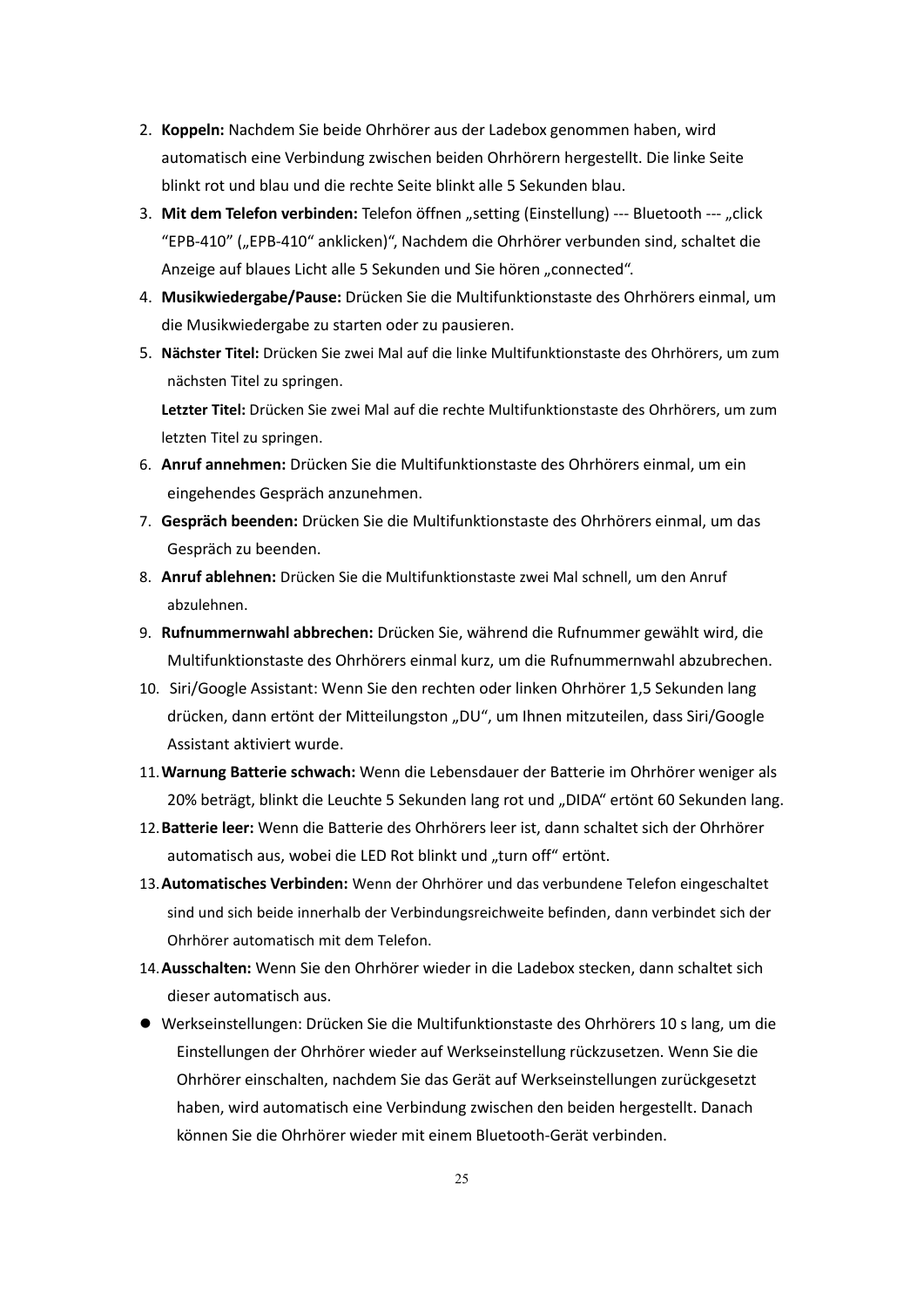2. **Koppeln:** Nachdem Sie beide Ohrhörer aus der Ladebox genommen haben, wird automatisch eine Verbindung zwischen beiden Ohrhörern hergestellt. Die linke Seite blinkt rot und blau und die rechte Seite blinkt alle 5 Sekunden blau.
3. **Mit dem Telefon verbinden:** Telefon öffnen „setting (Einstellung) --- Bluetooth --- „click "EPB-410" („EPB-410" anklicken)", Nachdem die Ohrhörer verbunden sind, schaltet die Anzeige auf blaues Licht alle 5 Sekunden und Sie hören „connected".
4. **Musikwiedergabe/Pause:** Drücken Sie die Multifunktionstaste des Ohrhörers einmal, um die Musikwiedergabe zu starten oder zu pausieren.
5. **Nächster Titel:** Drücken Sie zwei Mal auf die linke Multifunktionstaste des Ohrhörers, um zum nächsten Titel zu springen.

   **Letzter Titel:** Drücken Sie zwei Mal auf die rechte Multifunktionstaste des Ohrhörers, um zum letzten Titel zu springen.
6. **Anruf annehmen:** Drücken Sie die Multifunktionstaste des Ohrhörers einmal, um ein eingehendes Gespräch anzunehmen.
7. **Gespräch beenden:** Drücken Sie die Multifunktionstaste des Ohrhörers einmal, um das Gespräch zu beenden.
8. **Anruf ablehnen:** Drücken Sie die Multifunktionstaste zwei Mal schnell, um den Anruf abzulehnen.
9. **Rufnummernwahl abbrechen:** Drücken Sie, während die Rufnummer gewählt wird, die Multifunktionstaste des Ohrhörers einmal kurz, um die Rufnummernwahl abzubrechen.
10. Siri/Google Assistant: Wenn Sie den rechten oder linken Ohrhörer 1,5 Sekunden lang drücken, dann ertönt der Mitteilungston „DU", um Ihnen mitzuteilen, dass Siri/Google Assistant aktiviert wurde.
11. **Warnung Batterie schwach:** Wenn die Lebensdauer der Batterie im Ohrhörer weniger als 20% beträgt, blinkt die Leuchte 5 Sekunden lang rot und „DIDA" ertönt 60 Sekunden lang.
12. **Batterie leer:** Wenn die Batterie des Ohrhörers leer ist, dann schaltet sich der Ohrhörer automatisch aus, wobei die LED Rot blinkt und „turn off" ertönt.
13. **Automatisches Verbinden:** Wenn der Ohrhörer und das verbundene Telefon eingeschaltet sind und sich beide innerhalb der Verbindungsreichweite befinden, dann verbindet sich der Ohrhörer automatisch mit dem Telefon.
14. **Ausschalten:** Wenn Sie den Ohrhörer wieder in die Ladebox stecken, dann schaltet sich dieser automatisch aus.

- Werkseinstellungen: Drücken Sie die Multifunktionstaste des Ohrhörers 10 s lang, um die Einstellungen der Ohrhörer wieder auf Werkseinstellung rückzusetzen. Wenn Sie die Ohrhörer einschalten, nachdem Sie das Gerät auf Werkseinstellungen zurückgesetzt haben, wird automatisch eine Verbindung zwischen den beiden hergestellt. Danach können Sie die Ohrhörer wieder mit einem Bluetooth-Gerät verbinden.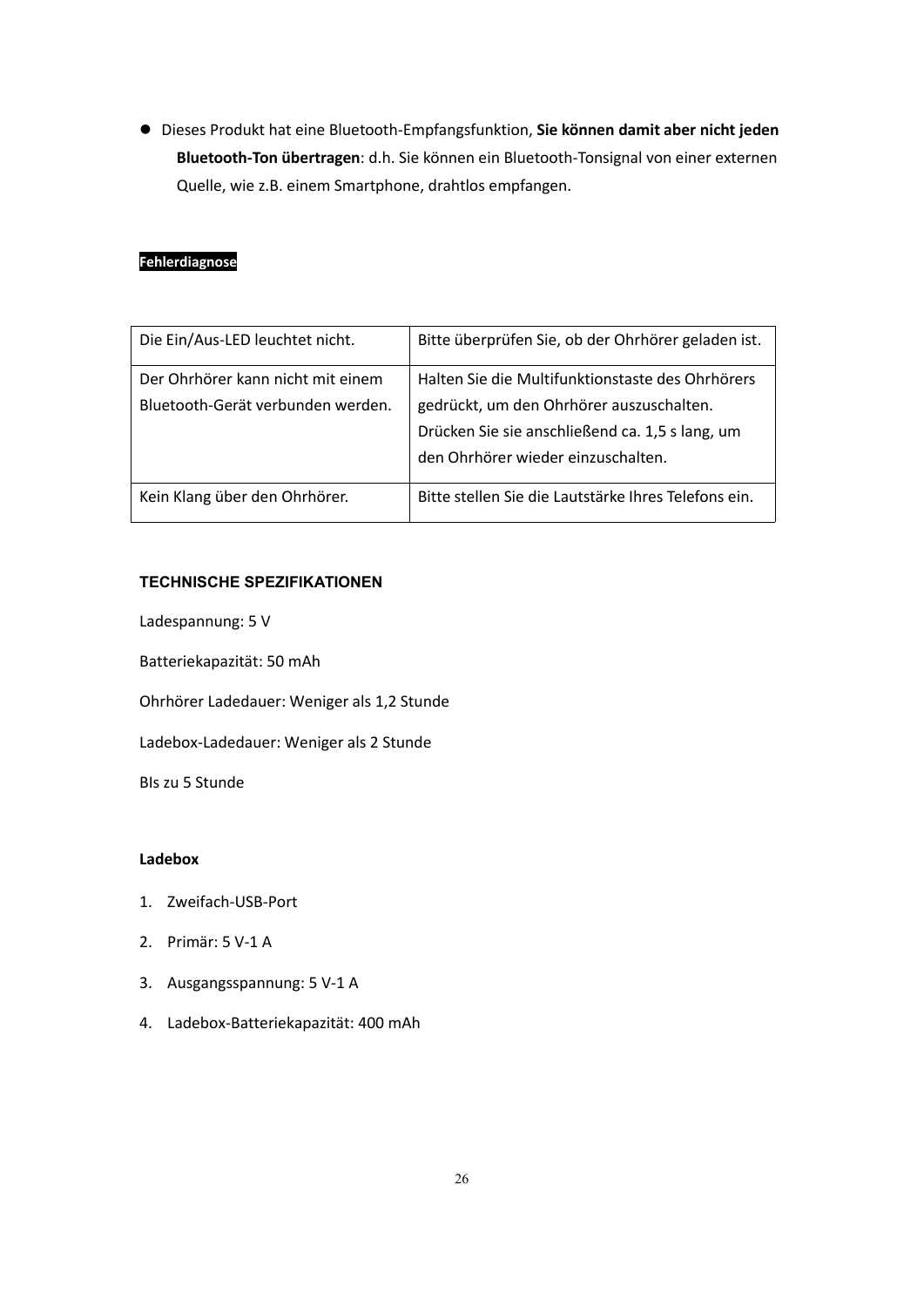- Dieses Produkt hat eine Bluetooth-Empfangsfunktion, **Sie können damit aber nicht jeden Bluetooth-Ton übertragen**: d.h. Sie können ein Bluetooth-Tonsignal von einer externen Quelle, wie z.B. einem Smartphone, drahtlos empfangen.

**Fehlerdiagnose**

| Die Ein/Aus-LED leuchtet nicht. | Bitte überprüfen Sie, ob der Ohrhörer geladen ist. |
|---|---|
| Der Ohrhörer kann nicht mit einem Bluetooth-Gerät verbunden werden. | Halten Sie die Multifunktionstaste des Ohrhörers gedrückt, um den Ohrhörer auszuschalten. Drücken Sie sie anschließend ca. 1,5 s lang, um den Ohrhörer wieder einzuschalten. |
| Kein Klang über den Ohrhörer. | Bitte stellen Sie die Lautstärke Ihres Telefons ein. |

### TECHNISCHE SPEZIFIKATIONEN

Ladespannung: 5 V

Batteriekapazität: 50 mAh

Ohrhörer Ladedauer: Weniger als 1,2 Stunde

Ladebox-Ladedauer: Weniger als 2 Stunde

BIs zu 5 Stunde

**Ladebox**

1. Zweifach-USB-Port
2. Primär: 5 V-1 A
3. Ausgangsspannung: 5 V-1 A
4. Ladebox-Batteriekapazität: 400 mAh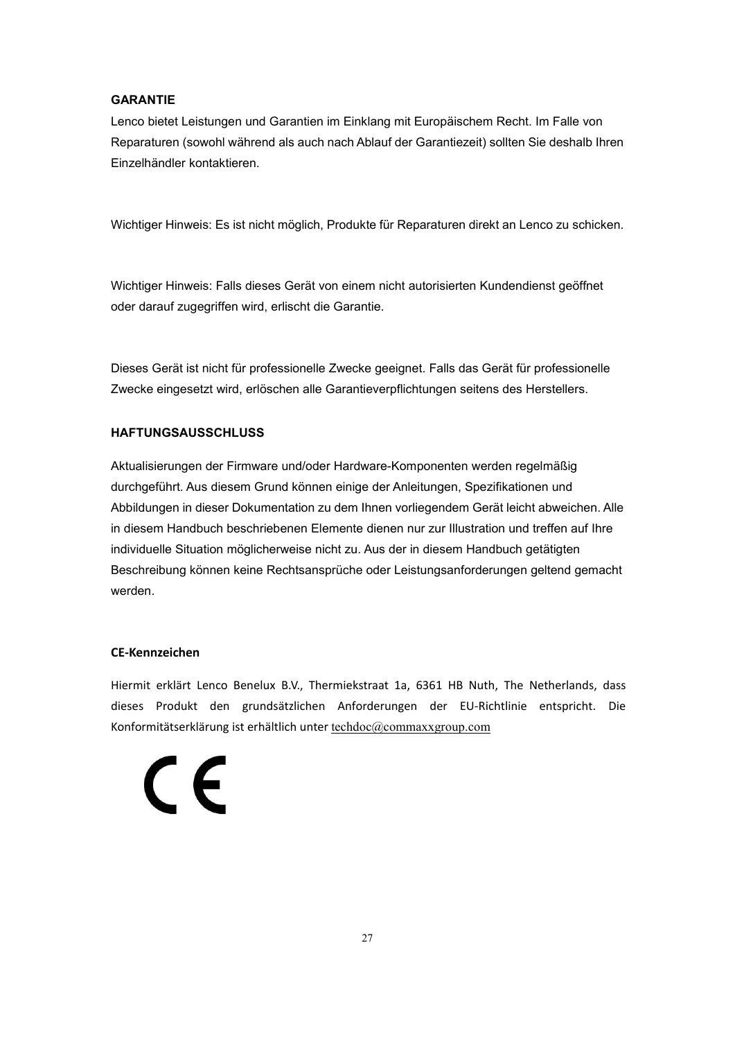**GARANTIE**

Lenco bietet Leistungen und Garantien im Einklang mit Europäischem Recht. Im Falle von Reparaturen (sowohl während als auch nach Ablauf der Garantiezeit) sollten Sie deshalb Ihren Einzelhändler kontaktieren.

Wichtiger Hinweis: Es ist nicht möglich, Produkte für Reparaturen direkt an Lenco zu schicken.

Wichtiger Hinweis: Falls dieses Gerät von einem nicht autorisierten Kundendienst geöffnet oder darauf zugegriffen wird, erlischt die Garantie.

Dieses Gerät ist nicht für professionelle Zwecke geeignet. Falls das Gerät für professionelle Zwecke eingesetzt wird, erlöschen alle Garantieverpflichtungen seitens des Herstellers.

**HAFTUNGSAUSSCHLUSS**

Aktualisierungen der Firmware und/oder Hardware-Komponenten werden regelmäßig durchgeführt. Aus diesem Grund können einige der Anleitungen, Spezifikationen und Abbildungen in dieser Dokumentation zu dem Ihnen vorliegendem Gerät leicht abweichen. Alle in diesem Handbuch beschriebenen Elemente dienen nur zur Illustration und treffen auf Ihre individuelle Situation möglicherweise nicht zu. Aus der in diesem Handbuch getätigten Beschreibung können keine Rechtsansprüche oder Leistungsanforderungen geltend gemacht werden.

**CE-Kennzeichen**

Hiermit erklärt Lenco Benelux B.V., Thermiekstraat 1a, 6361 HB Nuth, The Netherlands, dass dieses Produkt den grundsätzlichen Anforderungen der EU-Richtlinie entspricht. Die Konformitätserklärung ist erhältlich unter techdoc@commaxxgroup.com

CE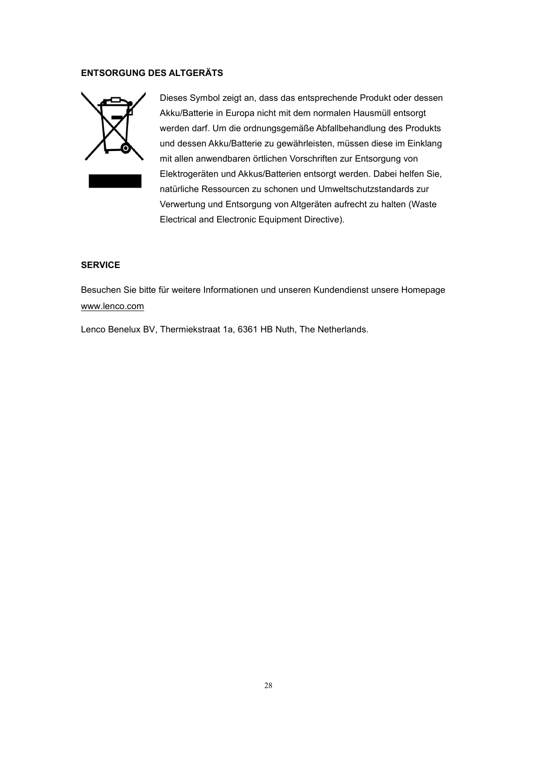**ENTSORGUNG DES ALTGERÄTS**

Dieses Symbol zeigt an, dass das entsprechende Produkt oder dessen Akku/Batterie in Europa nicht mit dem normalen Hausmüll entsorgt werden darf. Um die ordnungsgemäße Abfallbehandlung des Produkts und dessen Akku/Batterie zu gewährleisten, müssen diese im Einklang mit allen anwendbaren örtlichen Vorschriften zur Entsorgung von Elektrogeräten und Akkus/Batterien entsorgt werden. Dabei helfen Sie, natürliche Ressourcen zu schonen und Umweltschutzstandards zur Verwertung und Entsorgung von Altgeräten aufrecht zu halten (Waste Electrical and Electronic Equipment Directive).

**SERVICE**

Besuchen Sie bitte für weitere Informationen und unseren Kundendienst unsere Homepage www.lenco.com

Lenco Benelux BV, Thermiekstraat 1a, 6361 HB Nuth, The Netherlands.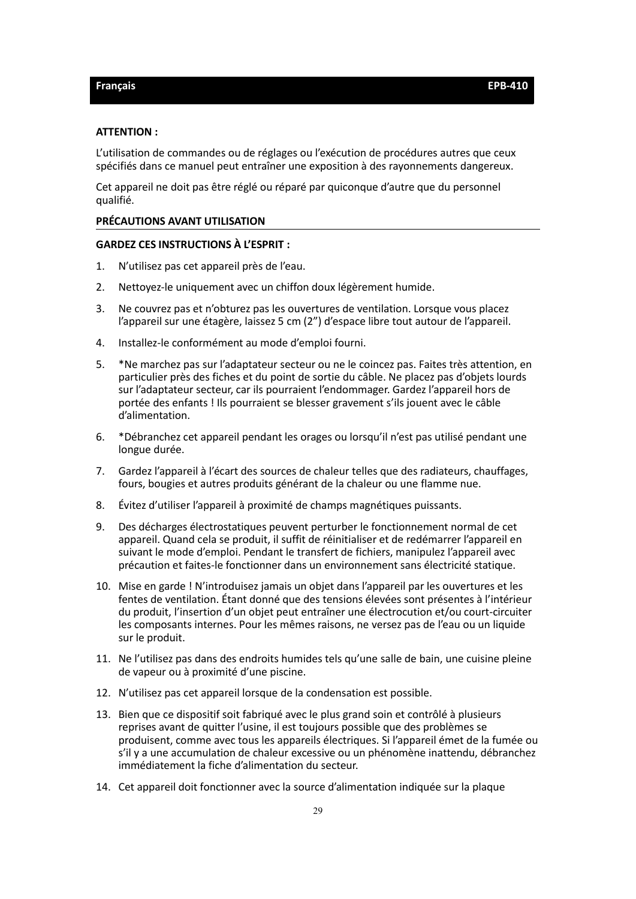**ATTENTION :**

L’utilisation de commandes ou de réglages ou l’exécution de procédures autres que ceux spécifiés dans ce manuel peut entraîner une exposition à des rayonnements dangereux.

Cet appareil ne doit pas être réglé ou réparé par quiconque d’autre que du personnel qualifié.

## PRÉCAUTIONS AVANT UTILISATION

**GARDEZ CES INSTRUCTIONS À L’ESPRIT :**

1. N’utilisez pas cet appareil près de l’eau.
2. Nettoyez-le uniquement avec un chiffon doux légèrement humide.
3. Ne couvrez pas et n’obturez pas les ouvertures de ventilation. Lorsque vous placez l’appareil sur une étagère, laissez 5 cm (2”) d’espace libre tout autour de l’appareil.
4. Installez-le conformément au mode d’emploi fourni.
5. *Ne marchez pas sur l’adaptateur secteur ou ne le coincez pas. Faites très attention, en particulier près des fiches et du point de sortie du câble. Ne placez pas d’objets lourds sur l’adaptateur secteur, car ils pourraient l’endommager. Gardez l’appareil hors de portée des enfants ! Ils pourraient se blesser gravement s’ils jouent avec le câble d’alimentation.
6. *Débranchez cet appareil pendant les orages ou lorsqu’il n’est pas utilisé pendant une longue durée.
7. Gardez l’appareil à l’écart des sources de chaleur telles que des radiateurs, chauffages, fours, bougies et autres produits générant de la chaleur ou une flamme nue.
8. Évitez d’utiliser l’appareil à proximité de champs magnétiques puissants.
9. Des décharges électrostatiques peuvent perturber le fonctionnement normal de cet appareil. Quand cela se produit, il suffit de réinitialiser et de redémarrer l’appareil en suivant le mode d’emploi. Pendant le transfert de fichiers, manipulez l’appareil avec précaution et faites-le fonctionner dans un environnement sans électricité statique.
10. Mise en garde ! N’introduisez jamais un objet dans l’appareil par les ouvertures et les fentes de ventilation. Étant donné que des tensions élevées sont présentes à l’intérieur du produit, l’insertion d’un objet peut entraîner une électrocution et/ou court-circuiter les composants internes. Pour les mêmes raisons, ne versez pas de l’eau ou un liquide sur le produit.
11. Ne l’utilisez pas dans des endroits humides tels qu’une salle de bain, une cuisine pleine de vapeur ou à proximité d’une piscine.
12. N’utilisez pas cet appareil lorsque de la condensation est possible.
13. Bien que ce dispositif soit fabriqué avec le plus grand soin et contrôlé à plusieurs reprises avant de quitter l’usine, il est toujours possible que des problèmes se produisent, comme avec tous les appareils électriques. Si l’appareil émet de la fumée ou s’il y a une accumulation de chaleur excessive ou un phénomène inattendu, débranchez immédiatement la fiche d’alimentation du secteur.
14. Cet appareil doit fonctionner avec la source d’alimentation indiquée sur la plaque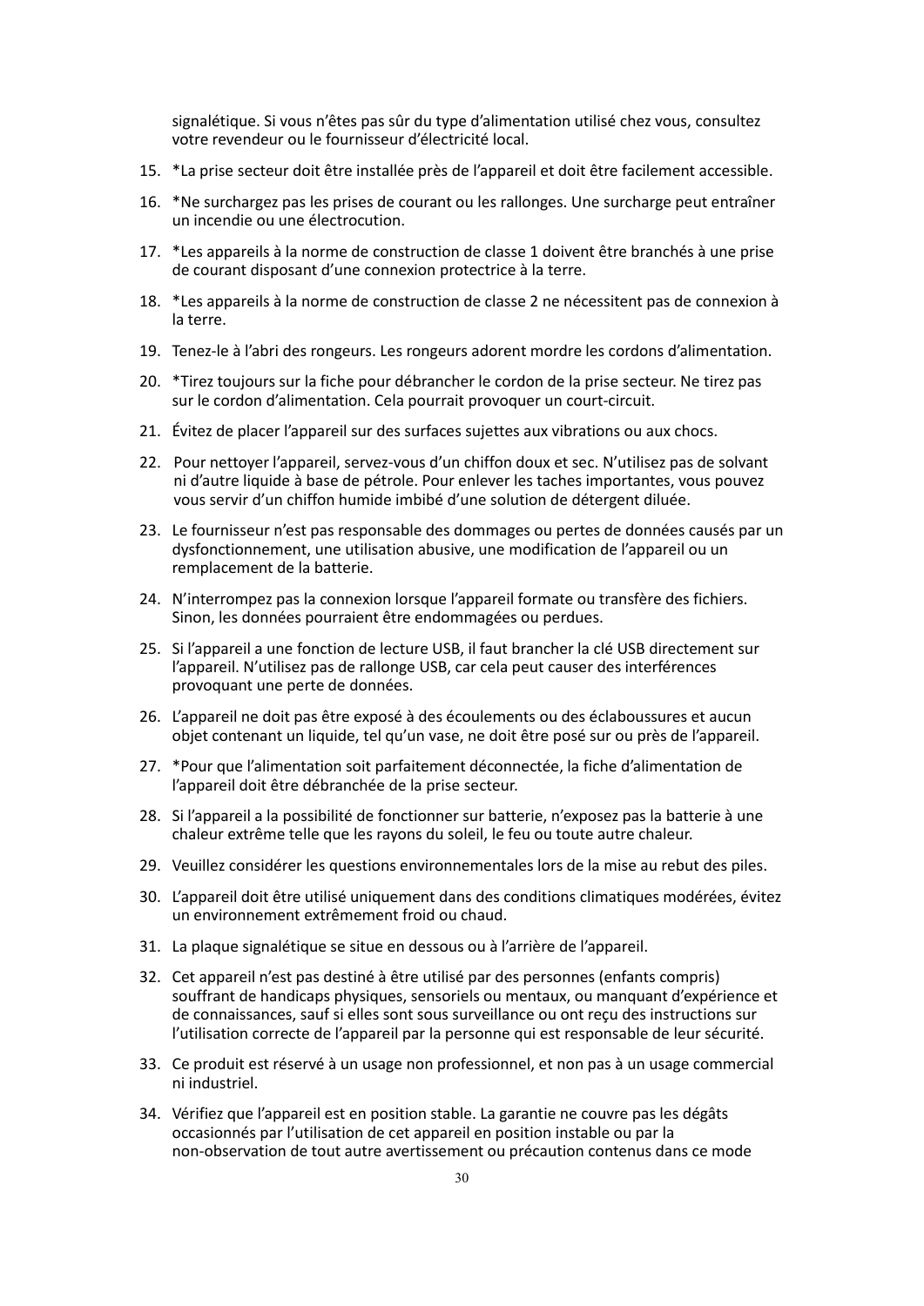signalétique. Si vous n’êtes pas sûr du type d’alimentation utilisé chez vous, consultez votre revendeur ou le fournisseur d’électricité local.

15. *La prise secteur doit être installée près de l’appareil et doit être facilement accessible.
16. *Ne surchargez pas les prises de courant ou les rallonges. Une surcharge peut entraîner un incendie ou une électrocution.
17. *Les appareils à la norme de construction de classe 1 doivent être branchés à une prise de courant disposant d’une connexion protectrice à la terre.
18. *Les appareils à la norme de construction de classe 2 ne nécessitent pas de connexion à la terre.
19. Tenez-le à l’abri des rongeurs. Les rongeurs adorent mordre les cordons d’alimentation.
20. *Tirez toujours sur la fiche pour débrancher le cordon de la prise secteur. Ne tirez pas sur le cordon d’alimentation. Cela pourrait provoquer un court-circuit.
21. Évitez de placer l’appareil sur des surfaces sujettes aux vibrations ou aux chocs.
22. Pour nettoyer l’appareil, servez-vous d’un chiffon doux et sec. N’utilisez pas de solvant ni d’autre liquide à base de pétrole. Pour enlever les taches importantes, vous pouvez vous servir d’un chiffon humide imbibé d’une solution de détergent diluée.
23. Le fournisseur n’est pas responsable des dommages ou pertes de données causés par un dysfonctionnement, une utilisation abusive, une modification de l’appareil ou un remplacement de la batterie.
24. N’interrompez pas la connexion lorsque l’appareil formate ou transfère des fichiers. Sinon, les données pourraient être endommagées ou perdues.
25. Si l’appareil a une fonction de lecture USB, il faut brancher la clé USB directement sur l’appareil. N’utilisez pas de rallonge USB, car cela peut causer des interférences provoquant une perte de données.
26. L’appareil ne doit pas être exposé à des écoulements ou des éclaboussures et aucun objet contenant un liquide, tel qu’un vase, ne doit être posé sur ou près de l’appareil.
27. *Pour que l’alimentation soit parfaitement déconnectée, la fiche d’alimentation de l’appareil doit être débranchée de la prise secteur.
28. Si l’appareil a la possibilité de fonctionner sur batterie, n’exposez pas la batterie à une chaleur extrême telle que les rayons du soleil, le feu ou toute autre chaleur.
29. Veuillez considérer les questions environnementales lors de la mise au rebut des piles.
30. L’appareil doit être utilisé uniquement dans des conditions climatiques modérées, évitez un environnement extrêmement froid ou chaud.
31. La plaque signalétique se situe en dessous ou à l’arrière de l’appareil.
32. Cet appareil n’est pas destiné à être utilisé par des personnes (enfants compris) souffrant de handicaps physiques, sensoriels ou mentaux, ou manquant d’expérience et de connaissances, sauf si elles sont sous surveillance ou ont reçu des instructions sur l’utilisation correcte de l’appareil par la personne qui est responsable de leur sécurité.
33. Ce produit est réservé à un usage non professionnel, et non pas à un usage commercial ni industriel.
34. Vérifiez que l’appareil est en position stable. La garantie ne couvre pas les dégâts occasionnés par l’utilisation de cet appareil en position instable ou par la non-observation de tout autre avertissement ou précaution contenus dans ce mode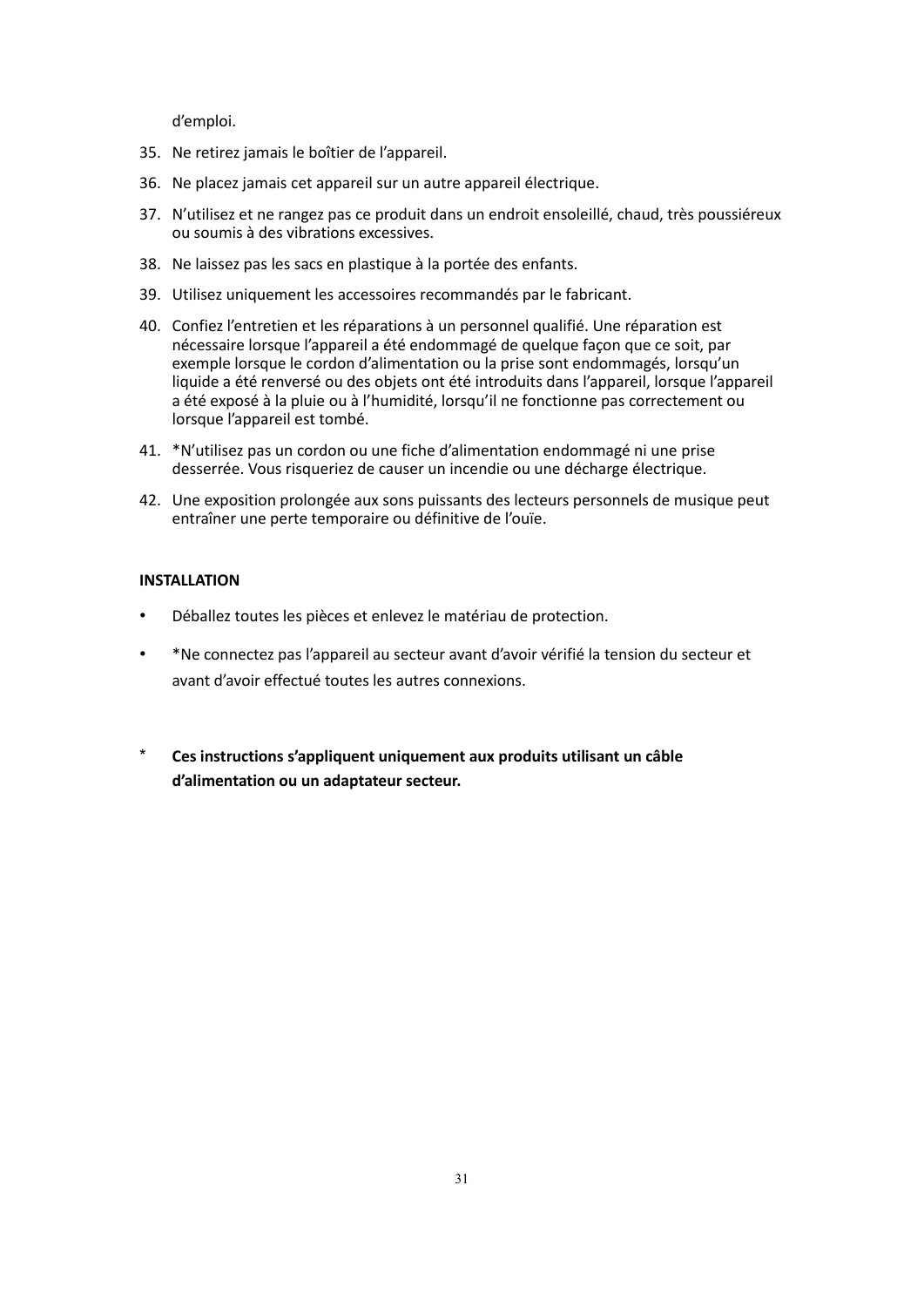d’emploi.

35. Ne retirez jamais le boîtier de l’appareil.
36. Ne placez jamais cet appareil sur un autre appareil électrique.
37. N’utilisez et ne rangez pas ce produit dans un endroit ensoleillé, chaud, très poussiéreux ou soumis à des vibrations excessives.
38. Ne laissez pas les sacs en plastique à la portée des enfants.
39. Utilisez uniquement les accessoires recommandés par le fabricant.
40. Confiez l’entretien et les réparations à un personnel qualifié. Une réparation est nécessaire lorsque l’appareil a été endommagé de quelque façon que ce soit, par exemple lorsque le cordon d’alimentation ou la prise sont endommagés, lorsqu’un liquide a été renversé ou des objets ont été introduits dans l’appareil, lorsque l’appareil a été exposé à la pluie ou à l’humidité, lorsqu’il ne fonctionne pas correctement ou lorsque l’appareil est tombé.
41. *N’utilisez pas un cordon ou une fiche d’alimentation endommagé ni une prise desserrée. Vous risqueriez de causer un incendie ou une décharge électrique.
42. Une exposition prolongée aux sons puissants des lecteurs personnels de musique peut entraîner une perte temporaire ou définitive de l’ouïe.

**INSTALLATION**

- Déballez toutes les pièces et enlevez le matériau de protection.
- *Ne connectez pas l’appareil au secteur avant d’avoir vérifié la tension du secteur et avant d’avoir effectué toutes les autres connexions.

\* **Ces instructions s’appliquent uniquement aux produits utilisant un câble d’alimentation ou un adaptateur secteur.**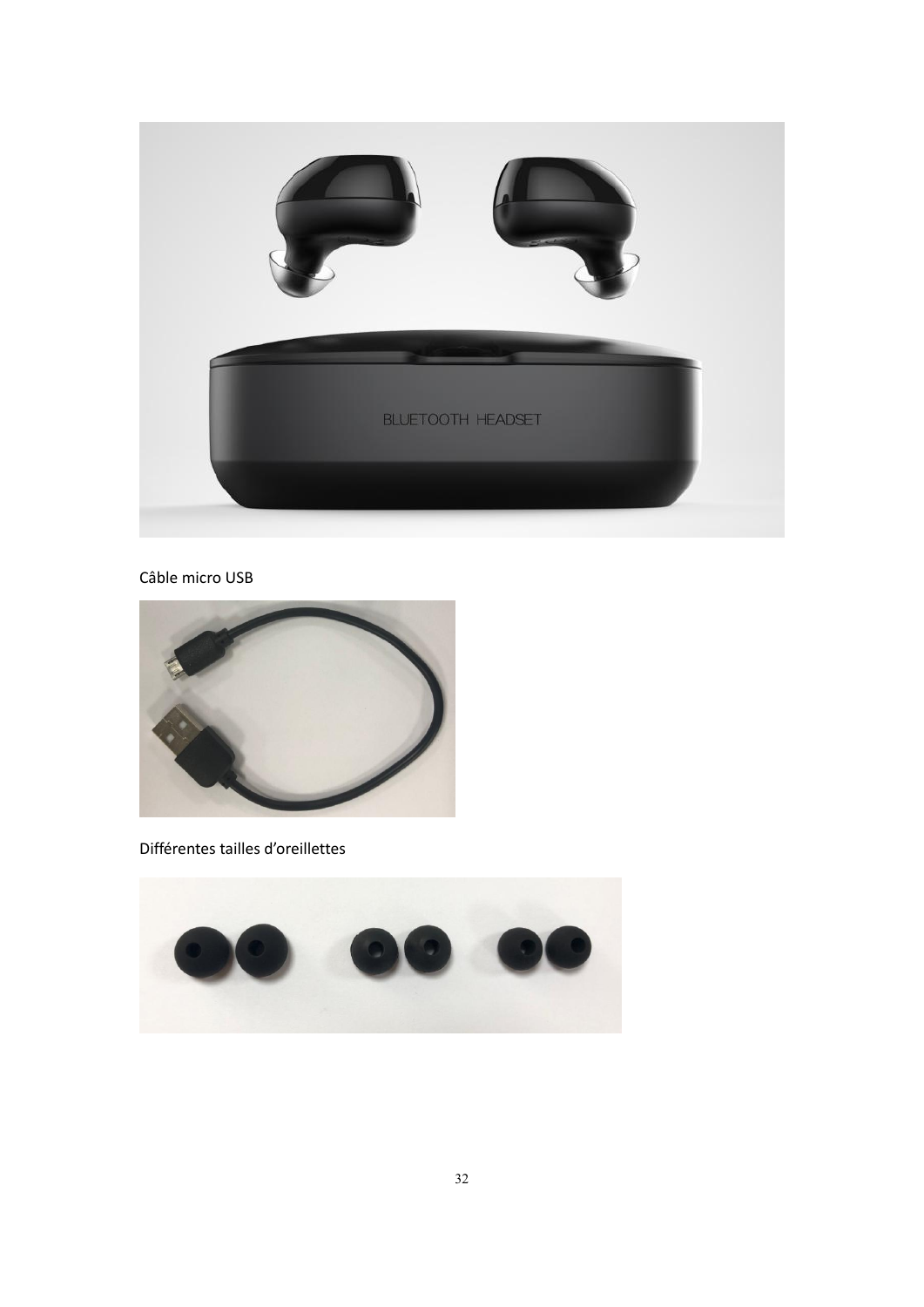Câble micro USB

Différentes tailles d’oreillettes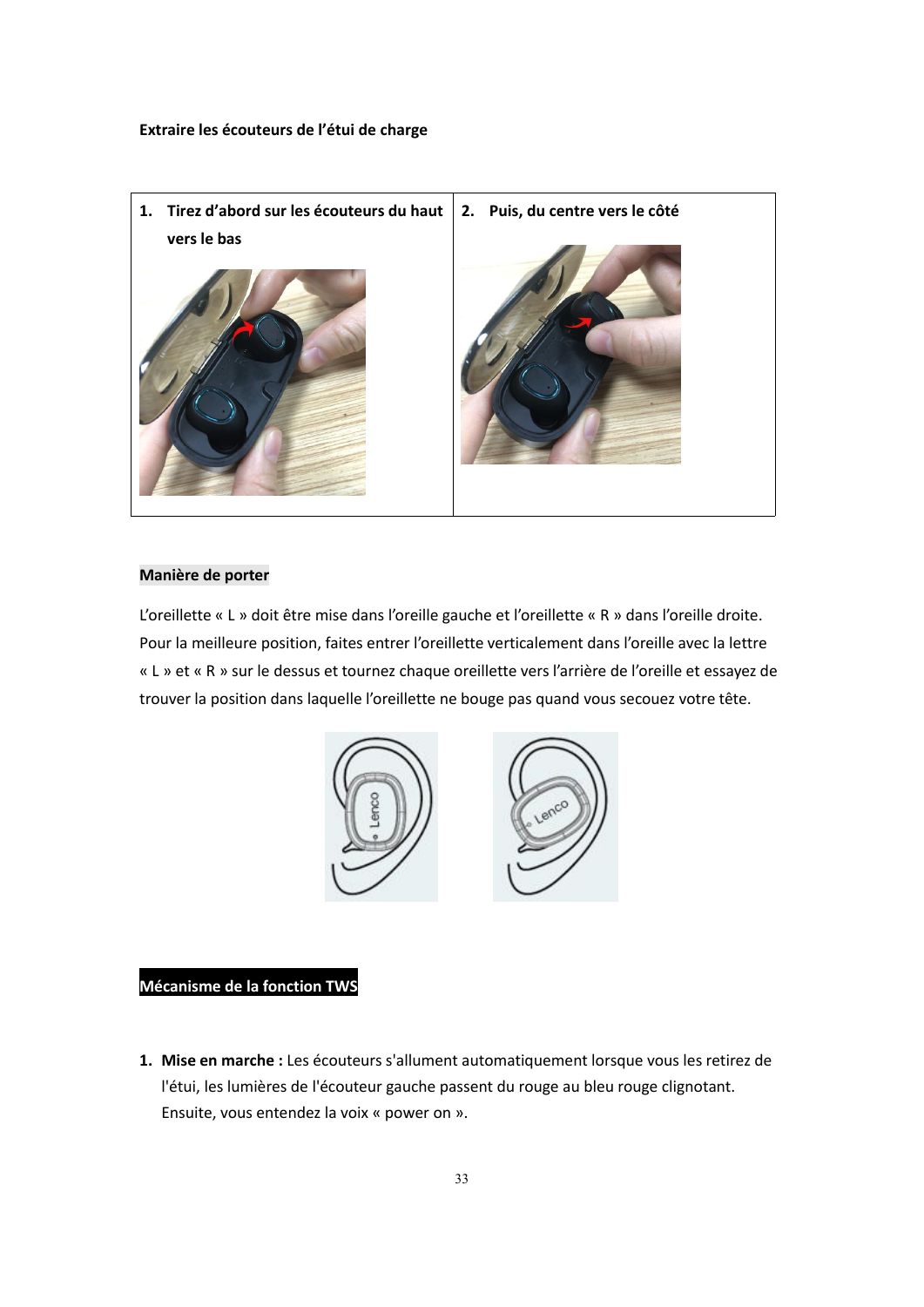**Extraire les écouteurs de l'étui de charge**

| 1. **Tirez d'abord sur les écouteurs du haut vers le bas** | 2. **Puis, du centre vers le côté** |
|---|---|

**Manière de porter**

L'oreillette « L » doit être mise dans l'oreille gauche et l'oreillette « R » dans l'oreille droite. Pour la meilleure position, faites entrer l'oreillette verticalement dans l'oreille avec la lettre « L » et « R » sur le dessus et tournez chaque oreillette vers l'arrière de l'oreille et essayez de trouver la position dans laquelle l'oreillette ne bouge pas quand vous secouez votre tête.

**Mécanisme de la fonction TWS**

1. **Mise en marche :** Les écouteurs s'allument automatiquement lorsque vous les retirez de l'étui, les lumières de l'écouteur gauche passent du rouge au bleu rouge clignotant. Ensuite, vous entendez la voix « power on ».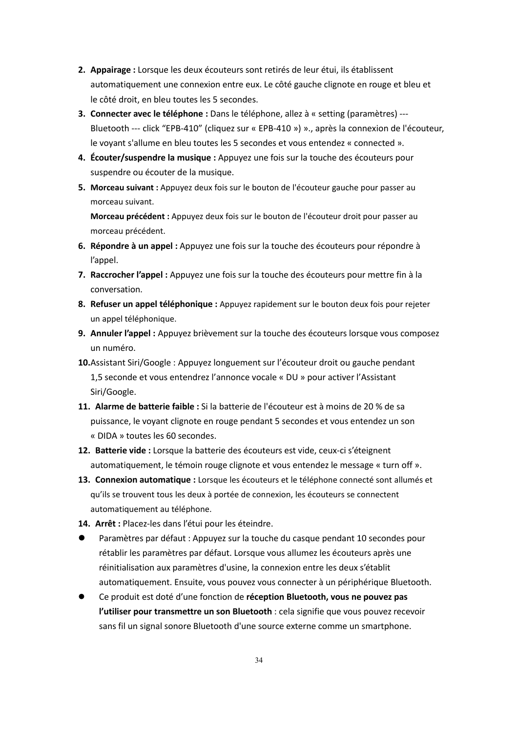2. **Appairage :** Lorsque les deux écouteurs sont retirés de leur étui, ils établissent automatiquement une connexion entre eux. Le côté gauche clignote en rouge et bleu et le côté droit, en bleu toutes les 5 secondes.
3. **Connecter avec le téléphone :** Dans le téléphone, allez à « setting (paramètres) --- Bluetooth --- click “EPB-410” (cliquez sur « EPB-410 ») »., après la connexion de l'écouteur, le voyant s'allume en bleu toutes les 5 secondes et vous entendez « connected ».
4. **Écouter/suspendre la musique :** Appuyez une fois sur la touche des écouteurs pour suspendre ou écouter de la musique.
5. **Morceau suivant :** Appuyez deux fois sur le bouton de l'écouteur gauche pour passer au morceau suivant.
   **Morceau précédent :** Appuyez deux fois sur le bouton de l'écouteur droit pour passer au morceau précédent.
6. **Répondre à un appel :** Appuyez une fois sur la touche des écouteurs pour répondre à l'appel.
7. **Raccrocher l'appel :** Appuyez une fois sur la touche des écouteurs pour mettre fin à la conversation.
8. **Refuser un appel téléphonique :** Appuyez rapidement sur le bouton deux fois pour rejeter un appel téléphonique.
9. **Annuler l'appel :** Appuyez brièvement sur la touche des écouteurs lorsque vous composez un numéro.
10. Assistant Siri/Google : Appuyez longuement sur l'écouteur droit ou gauche pendant 1,5 seconde et vous entendrez l'annonce vocale « DU » pour activer l'Assistant Siri/Google.
11. **Alarme de batterie faible :** Si la batterie de l'écouteur est à moins de 20 % de sa puissance, le voyant clignote en rouge pendant 5 secondes et vous entendez un son « DIDA » toutes les 60 secondes.
12. **Batterie vide :** Lorsque la batterie des écouteurs est vide, ceux-ci s'éteignent automatiquement, le témoin rouge clignote et vous entendez le message « turn off ».
13. **Connexion automatique :** Lorsque les écouteurs et le téléphone connecté sont allumés et qu'ils se trouvent tous les deux à portée de connexion, les écouteurs se connectent automatiquement au téléphone.
14. **Arrêt :** Placez-les dans l'étui pour les éteindre.

- Paramètres par défaut : Appuyez sur la touche du casque pendant 10 secondes pour rétablir les paramètres par défaut. Lorsque vous allumez les écouteurs après une réinitialisation aux paramètres d'usine, la connexion entre les deux s'établit automatiquement. Ensuite, vous pouvez vous connecter à un périphérique Bluetooth.
- Ce produit est doté d'une fonction de **réception Bluetooth, vous ne pouvez pas l'utiliser pour transmettre un son Bluetooth** : cela signifie que vous pouvez recevoir sans fil un signal sonore Bluetooth d'une source externe comme un smartphone.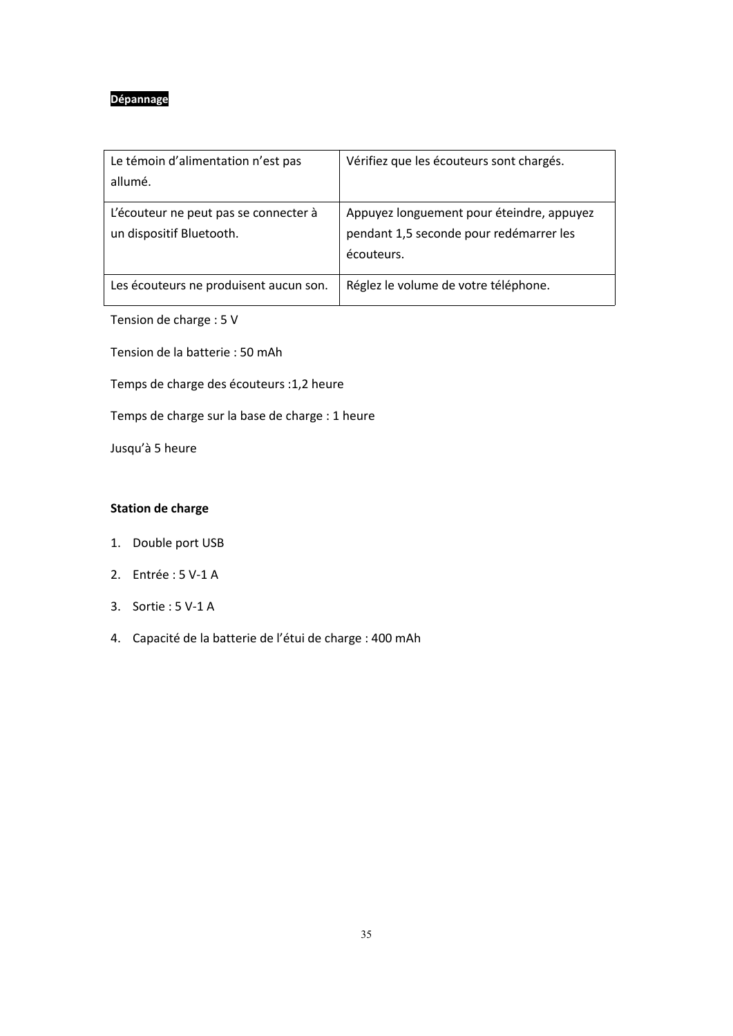**Dépannage**

| | |
|---|---|
| Le témoin d’alimentation n’est pas allumé. | Vérifiez que les écouteurs sont chargés. |
| L’écouteur ne peut pas se connecter à un dispositif Bluetooth. | Appuyez longuement pour éteindre, appuyez pendant 1,5 seconde pour redémarrer les écouteurs. |
| Les écouteurs ne produisent aucun son. | Réglez le volume de votre téléphone. |

Tension de charge : 5 V

Tension de la batterie : 50 mAh

Temps de charge des écouteurs :1,2 heure

Temps de charge sur la base de charge : 1 heure

Jusqu’à 5 heure

**Station de charge**

1. Double port USB
2. Entrée : 5 V-1 A
3. Sortie : 5 V-1 A
4. Capacité de la batterie de l’étui de charge : 400 mAh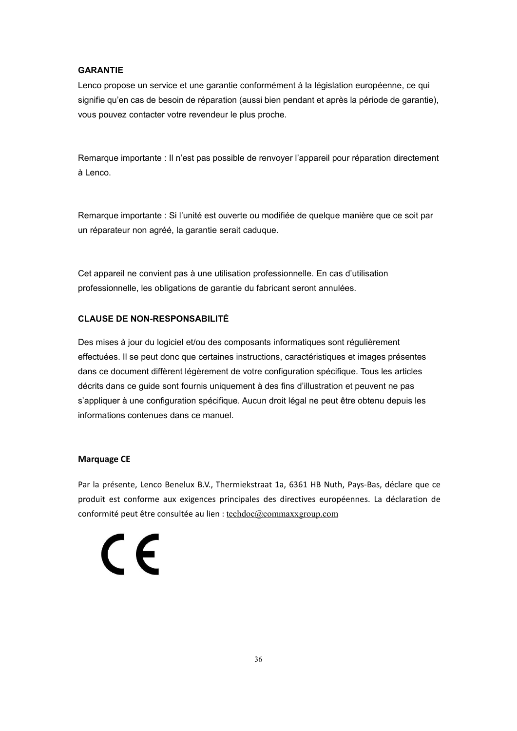## GARANTIE

Lenco propose un service et une garantie conformément à la législation européenne, ce qui signifie qu'en cas de besoin de réparation (aussi bien pendant et après la période de garantie), vous pouvez contacter votre revendeur le plus proche.

Remarque importante : Il n'est pas possible de renvoyer l'appareil pour réparation directement à Lenco.

Remarque importante : Si l'unité est ouverte ou modifiée de quelque manière que ce soit par un réparateur non agréé, la garantie serait caduque.

Cet appareil ne convient pas à une utilisation professionnelle. En cas d'utilisation professionnelle, les obligations de garantie du fabricant seront annulées.

## CLAUSE DE NON-RESPONSABILITÉ

Des mises à jour du logiciel et/ou des composants informatiques sont régulièrement effectuées. Il se peut donc que certaines instructions, caractéristiques et images présentes dans ce document diffèrent légèrement de votre configuration spécifique. Tous les articles décrits dans ce guide sont fournis uniquement à des fins d'illustration et peuvent ne pas s'appliquer à une configuration spécifique. Aucun droit légal ne peut être obtenu depuis les informations contenues dans ce manuel.

## Marquage CE

Par la présente, Lenco Benelux B.V., Thermiekstraat 1a, 6361 HB Nuth, Pays-Bas, déclare que ce produit est conforme aux exigences principales des directives européennes. La déclaration de conformité peut être consultée au lien : techdoc@commaxxgroup.com

CE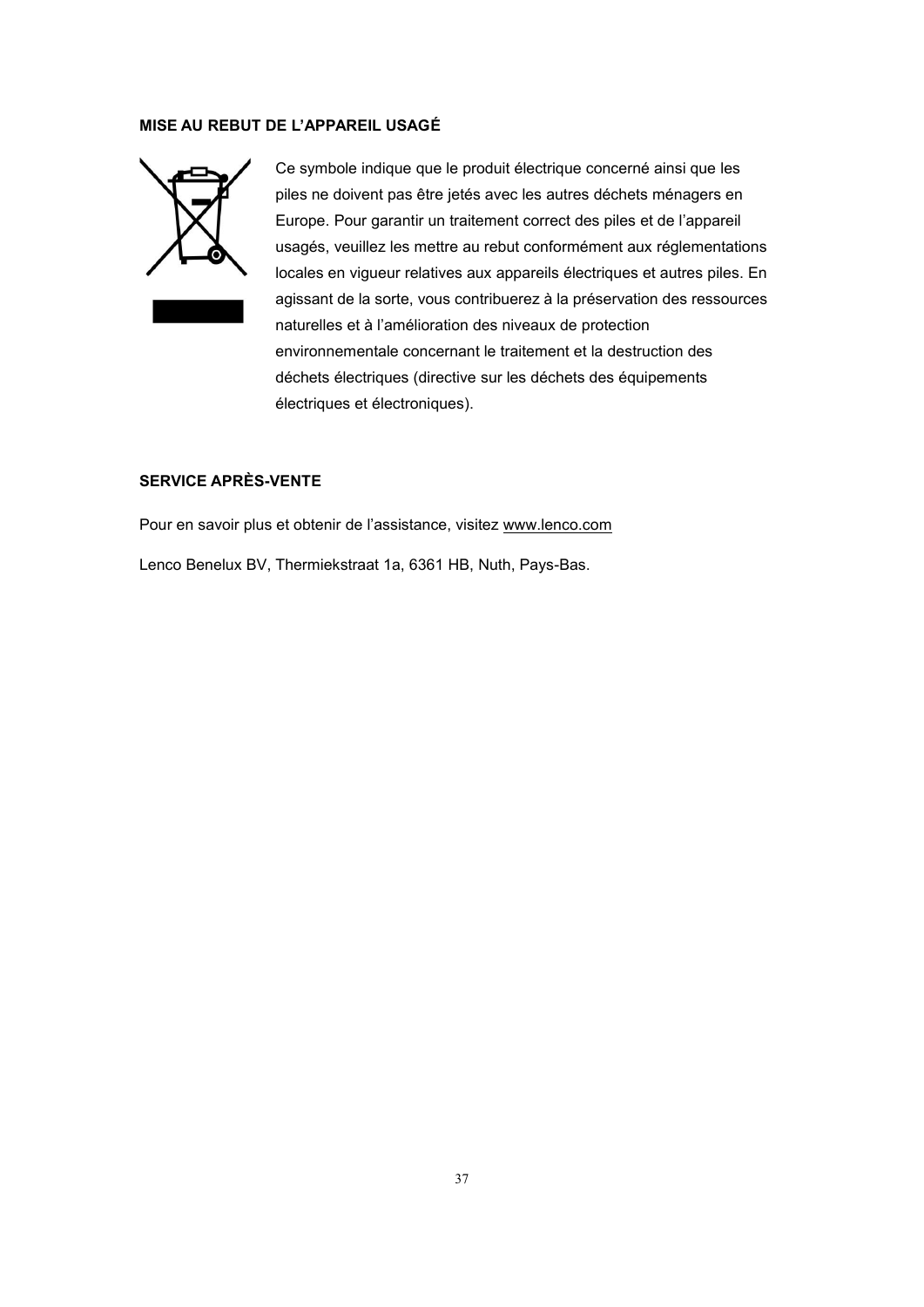## MISE AU REBUT DE L’APPAREIL USAGÉ

Ce symbole indique que le produit électrique concerné ainsi que les piles ne doivent pas être jetés avec les autres déchets ménagers en Europe. Pour garantir un traitement correct des piles et de l’appareil usagés, veuillez les mettre au rebut conformément aux réglementations locales en vigueur relatives aux appareils électriques et autres piles. En agissant de la sorte, vous contribuerez à la préservation des ressources naturelles et à l’amélioration des niveaux de protection environnementale concernant le traitement et la destruction des déchets électriques (directive sur les déchets des équipements électriques et électroniques).

## SERVICE APRÈS-VENTE

Pour en savoir plus et obtenir de l’assistance, visitez www.lenco.com

Lenco Benelux BV, Thermiekstraat 1a, 6361 HB, Nuth, Pays-Bas.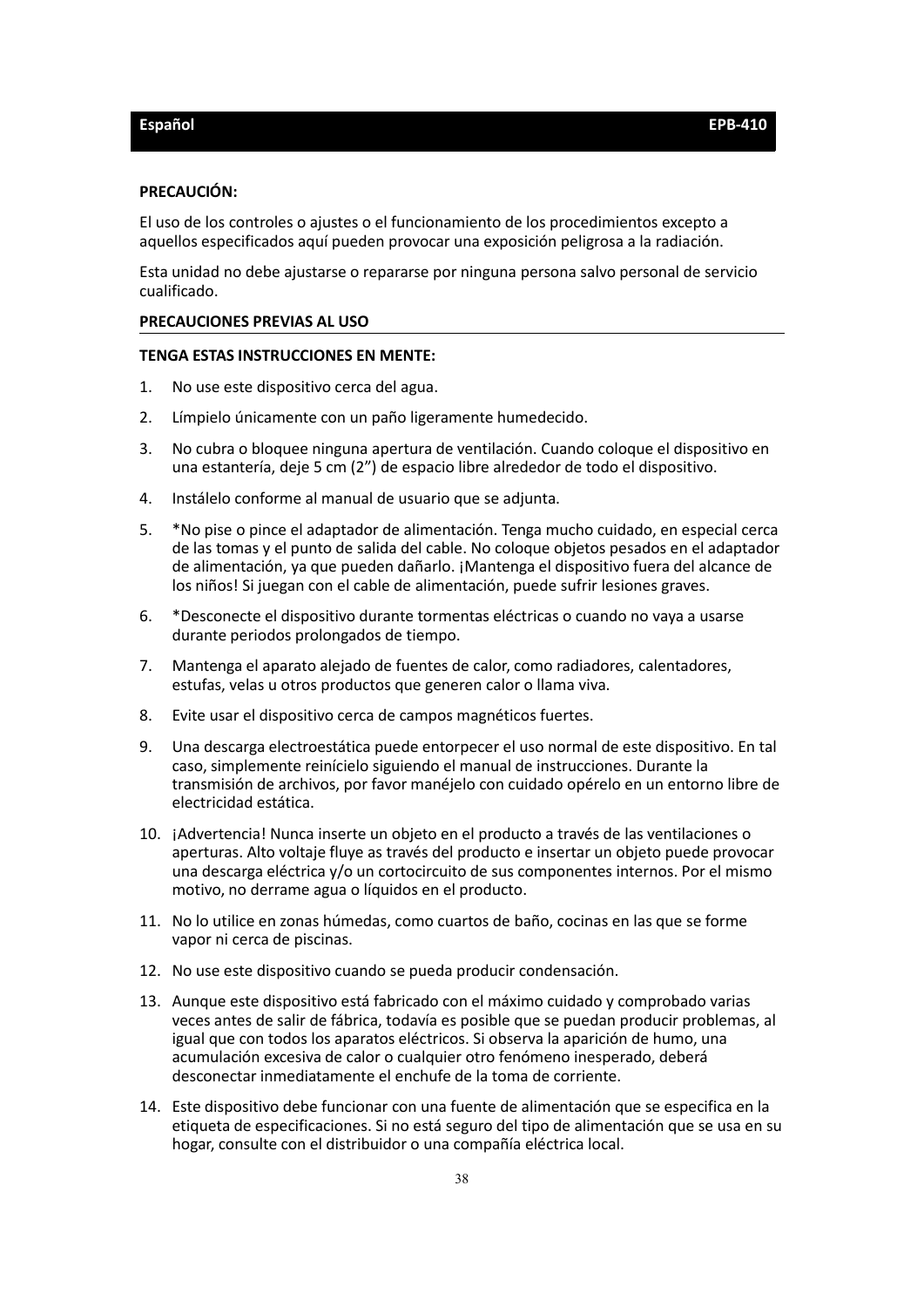**PRECAUCIÓN:**

El uso de los controles o ajustes o el funcionamiento de los procedimientos excepto a aquellos especificados aquí pueden provocar una exposición peligrosa a la radiación.

Esta unidad no debe ajustarse o repararse por ninguna persona salvo personal de servicio cualificado.

**PRECAUCIONES PREVIAS AL USO**

**TENGA ESTAS INSTRUCCIONES EN MENTE:**

1. No use este dispositivo cerca del agua.
2. Límpielo únicamente con un paño ligeramente humedecido.
3. No cubra o bloquee ninguna apertura de ventilación. Cuando coloque el dispositivo en una estantería, deje 5 cm (2") de espacio libre alrededor de todo el dispositivo.
4. Instálelo conforme al manual de usuario que se adjunta.
5. *No pise o pince el adaptador de alimentación. Tenga mucho cuidado, en especial cerca de las tomas y el punto de salida del cable. No coloque objetos pesados en el adaptador de alimentación, ya que pueden dañarlo. ¡Mantenga el dispositivo fuera del alcance de los niños! Si juegan con el cable de alimentación, puede sufrir lesiones graves.
6. *Desconecte el dispositivo durante tormentas eléctricas o cuando no vaya a usarse durante periodos prolongados de tiempo.
7. Mantenga el aparato alejado de fuentes de calor, como radiadores, calentadores, estufas, velas u otros productos que generen calor o llama viva.
8. Evite usar el dispositivo cerca de campos magnéticos fuertes.
9. Una descarga electroestática puede entorpecer el uso normal de este dispositivo. En tal caso, simplemente reinícielo siguiendo el manual de instrucciones. Durante la transmisión de archivos, por favor manéjelo con cuidado opérelo en un entorno libre de electricidad estática.
10. ¡Advertencia! Nunca inserte un objeto en el producto a través de las ventilaciones o aperturas. Alto voltaje fluye as través del producto e insertar un objeto puede provocar una descarga eléctrica y/o un cortocircuito de sus componentes internos. Por el mismo motivo, no derrame agua o líquidos en el producto.
11. No lo utilice en zonas húmedas, como cuartos de baño, cocinas en las que se forme vapor ni cerca de piscinas.
12. No use este dispositivo cuando se pueda producir condensación.
13. Aunque este dispositivo está fabricado con el máximo cuidado y comprobado varias veces antes de salir de fábrica, todavía es posible que se puedan producir problemas, al igual que con todos los aparatos eléctricos. Si observa la aparición de humo, una acumulación excesiva de calor o cualquier otro fenómeno inesperado, deberá desconectar inmediatamente el enchufe de la toma de corriente.
14. Este dispositivo debe funcionar con una fuente de alimentación que se especifica en la etiqueta de especificaciones. Si no está seguro del tipo de alimentación que se usa en su hogar, consulte con el distribuidor o una compañía eléctrica local.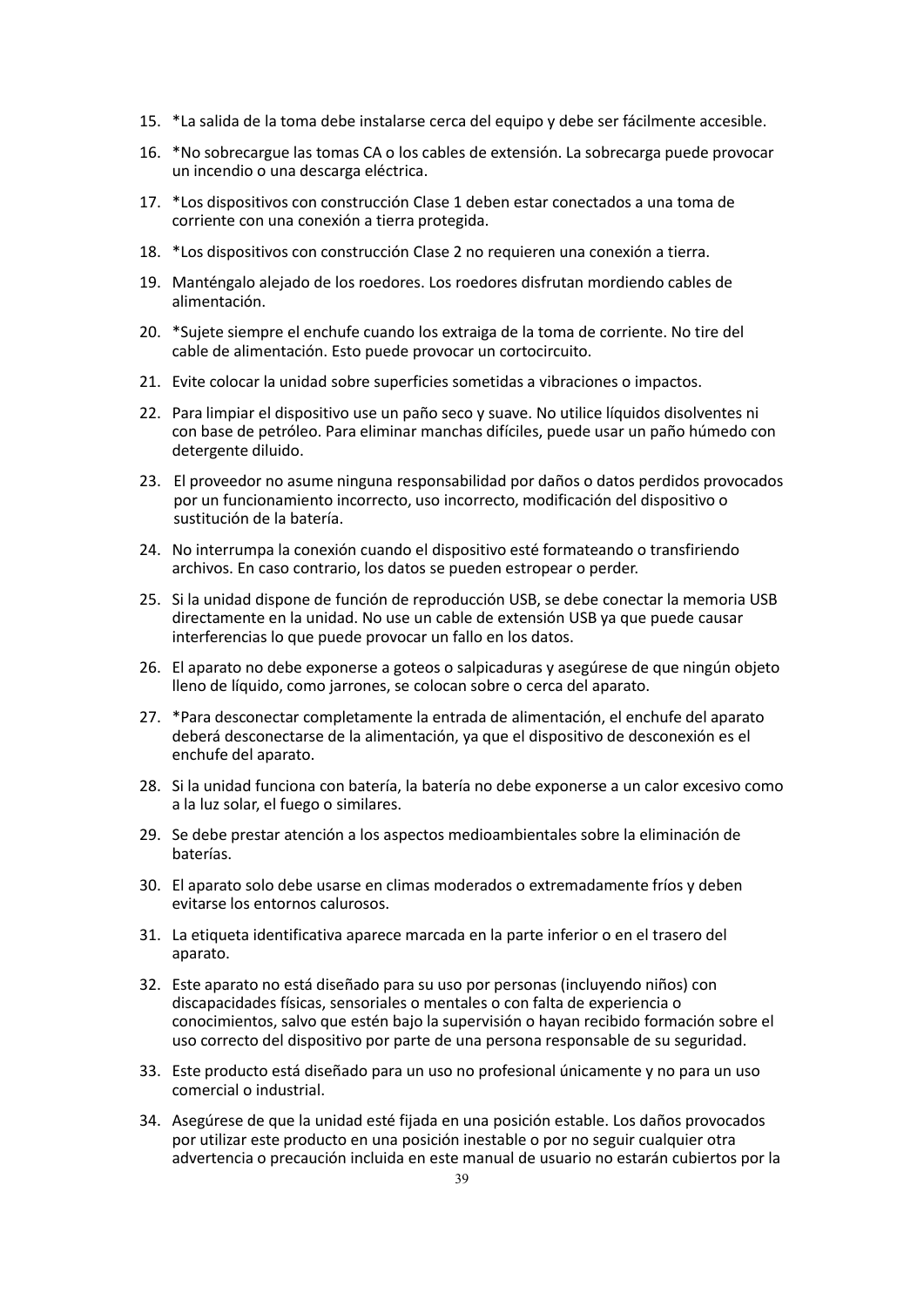15. *La salida de la toma debe instalarse cerca del equipo y debe ser fácilmente accesible.
16. *No sobrecargue las tomas CA o los cables de extensión. La sobrecarga puede provocar un incendio o una descarga eléctrica.
17. *Los dispositivos con construcción Clase 1 deben estar conectados a una toma de corriente con una conexión a tierra protegida.
18. *Los dispositivos con construcción Clase 2 no requieren una conexión a tierra.
19. Manténgalo alejado de los roedores. Los roedores disfrutan mordiendo cables de alimentación.
20. *Sujete siempre el enchufe cuando los extraiga de la toma de corriente. No tire del cable de alimentación. Esto puede provocar un cortocircuito.
21. Evite colocar la unidad sobre superficies sometidas a vibraciones o impactos.
22. Para limpiar el dispositivo use un paño seco y suave. No utilice líquidos disolventes ni con base de petróleo. Para eliminar manchas difíciles, puede usar un paño húmedo con detergente diluido.
23. El proveedor no asume ninguna responsabilidad por daños o datos perdidos provocados por un funcionamiento incorrecto, uso incorrecto, modificación del dispositivo o sustitución de la batería.
24. No interrumpa la conexión cuando el dispositivo esté formateando o transfiriendo archivos. En caso contrario, los datos se pueden estropear o perder.
25. Si la unidad dispone de función de reproducción USB, se debe conectar la memoria USB directamente en la unidad. No use un cable de extensión USB ya que puede causar interferencias lo que puede provocar un fallo en los datos.
26. El aparato no debe exponerse a goteos o salpicaduras y asegúrese de que ningún objeto lleno de líquido, como jarrones, se colocan sobre o cerca del aparato.
27. *Para desconectar completamente la entrada de alimentación, el enchufe del aparato deberá desconectarse de la alimentación, ya que el dispositivo de desconexión es el enchufe del aparato.
28. Si la unidad funciona con batería, la batería no debe exponerse a un calor excesivo como a la luz solar, el fuego o similares.
29. Se debe prestar atención a los aspectos medioambientales sobre la eliminación de baterías.
30. El aparato solo debe usarse en climas moderados o extremadamente fríos y deben evitarse los entornos calurosos.
31. La etiqueta identificativa aparece marcada en la parte inferior o en el trasero del aparato.
32. Este aparato no está diseñado para su uso por personas (incluyendo niños) con discapacidades físicas, sensoriales o mentales o con falta de experiencia o conocimientos, salvo que estén bajo la supervisión o hayan recibido formación sobre el uso correcto del dispositivo por parte de una persona responsable de su seguridad.
33. Este producto está diseñado para un uso no profesional únicamente y no para un uso comercial o industrial.
34. Asegúrese de que la unidad esté fijada en una posición estable. Los daños provocados por utilizar este producto en una posición inestable o por no seguir cualquier otra advertencia o precaución incluida en este manual de usuario no estarán cubiertos por la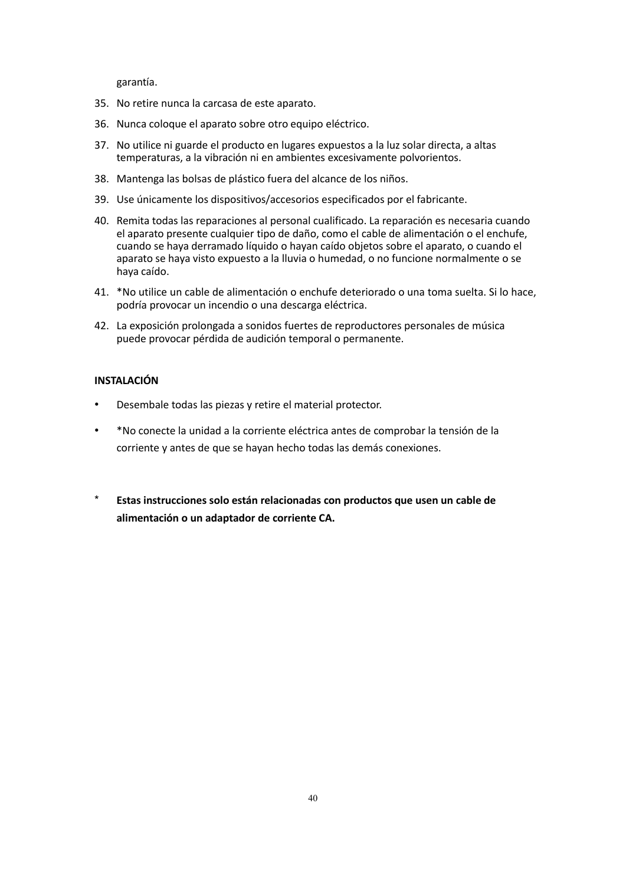garantía.

35. No retire nunca la carcasa de este aparato.
36. Nunca coloque el aparato sobre otro equipo eléctrico.
37. No utilice ni guarde el producto en lugares expuestos a la luz solar directa, a altas temperaturas, a la vibración ni en ambientes excesivamente polvorientos.
38. Mantenga las bolsas de plástico fuera del alcance de los niños.
39. Use únicamente los dispositivos/accesorios especificados por el fabricante.
40. Remita todas las reparaciones al personal cualificado. La reparación es necesaria cuando el aparato presente cualquier tipo de daño, como el cable de alimentación o el enchufe, cuando se haya derramado líquido o hayan caído objetos sobre el aparato, o cuando el aparato se haya visto expuesto a la lluvia o humedad, o no funcione normalmente o se haya caído.
41. *No utilice un cable de alimentación o enchufe deteriorado o una toma suelta. Si lo hace, podría provocar un incendio o una descarga eléctrica.
42. La exposición prolongada a sonidos fuertes de reproductores personales de música puede provocar pérdida de audición temporal o permanente.

**INSTALACIÓN**

- Desembale todas las piezas y retire el material protector.
- *No conecte la unidad a la corriente eléctrica antes de comprobar la tensión de la corriente y antes de que se hayan hecho todas las demás conexiones.

\* **Estas instrucciones solo están relacionadas con productos que usen un cable de alimentación o un adaptador de corriente CA.**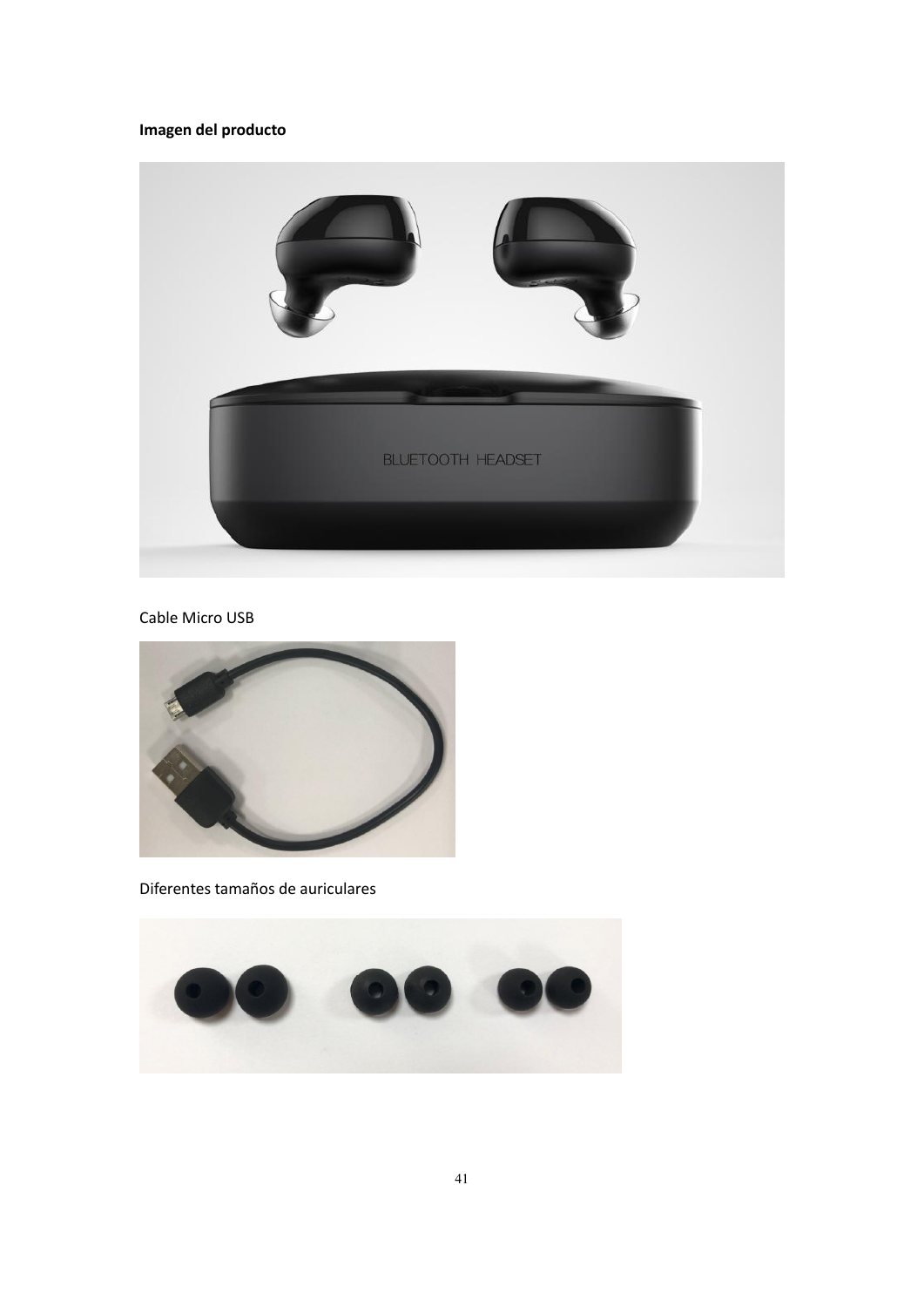**Imagen del producto**

Cable Micro USB

Diferentes tamaños de auriculares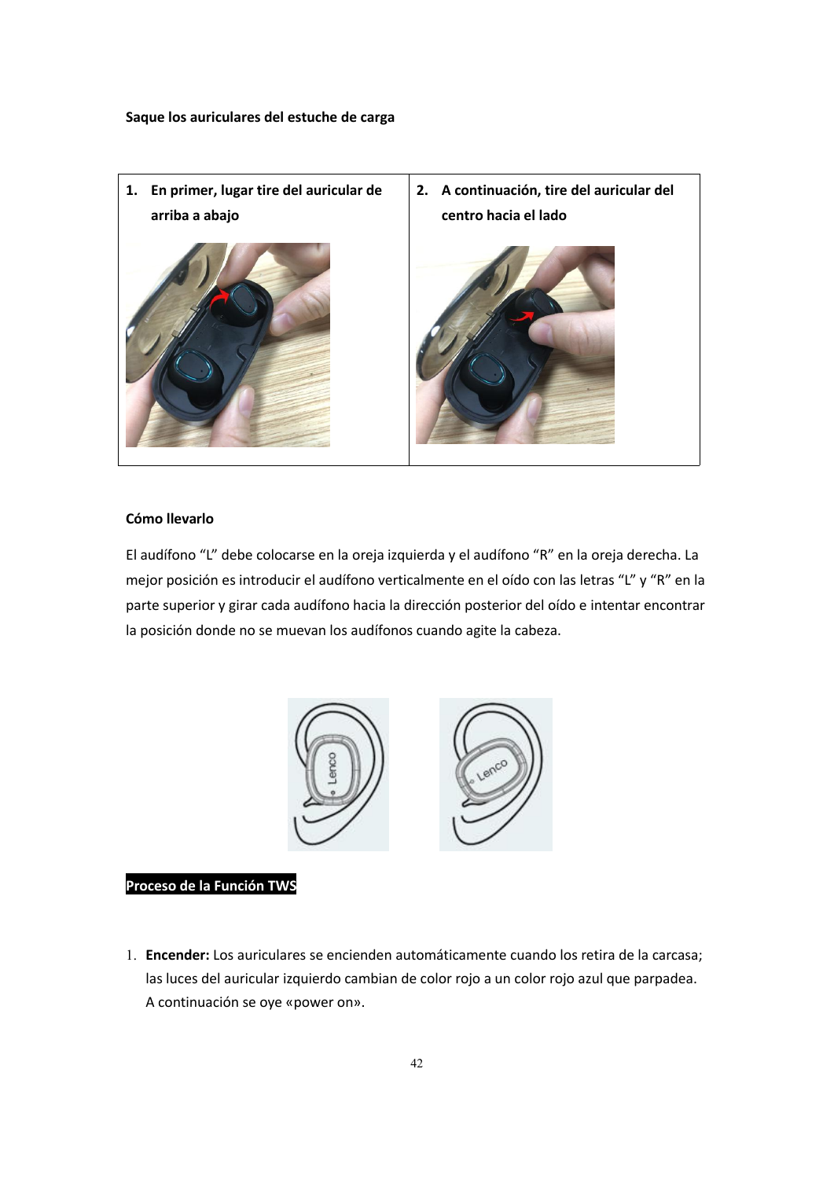**Saque los auriculares del estuche de carga**

| 1. **En primer, lugar tire del auricular de arriba a abajo** | 2. **A continuación, tire del auricular del centro hacia el lado** |
| --- | --- |

**Cómo llevarlo**

El audífono “L” debe colocarse en la oreja izquierda y el audífono “R” en la oreja derecha. La mejor posición es introducir el audífono verticalmente en el oído con las letras “L” y “R” en la parte superior y girar cada audífono hacia la dirección posterior del oído e intentar encontrar la posición donde no se muevan los audífonos cuando agite la cabeza.

**Proceso de la Función TWS**

1. **Encender:** Los auriculares se encienden automáticamente cuando los retira de la carcasa; las luces del auricular izquierdo cambian de color rojo a un color rojo azul que parpadea. A continuación se oye «power on».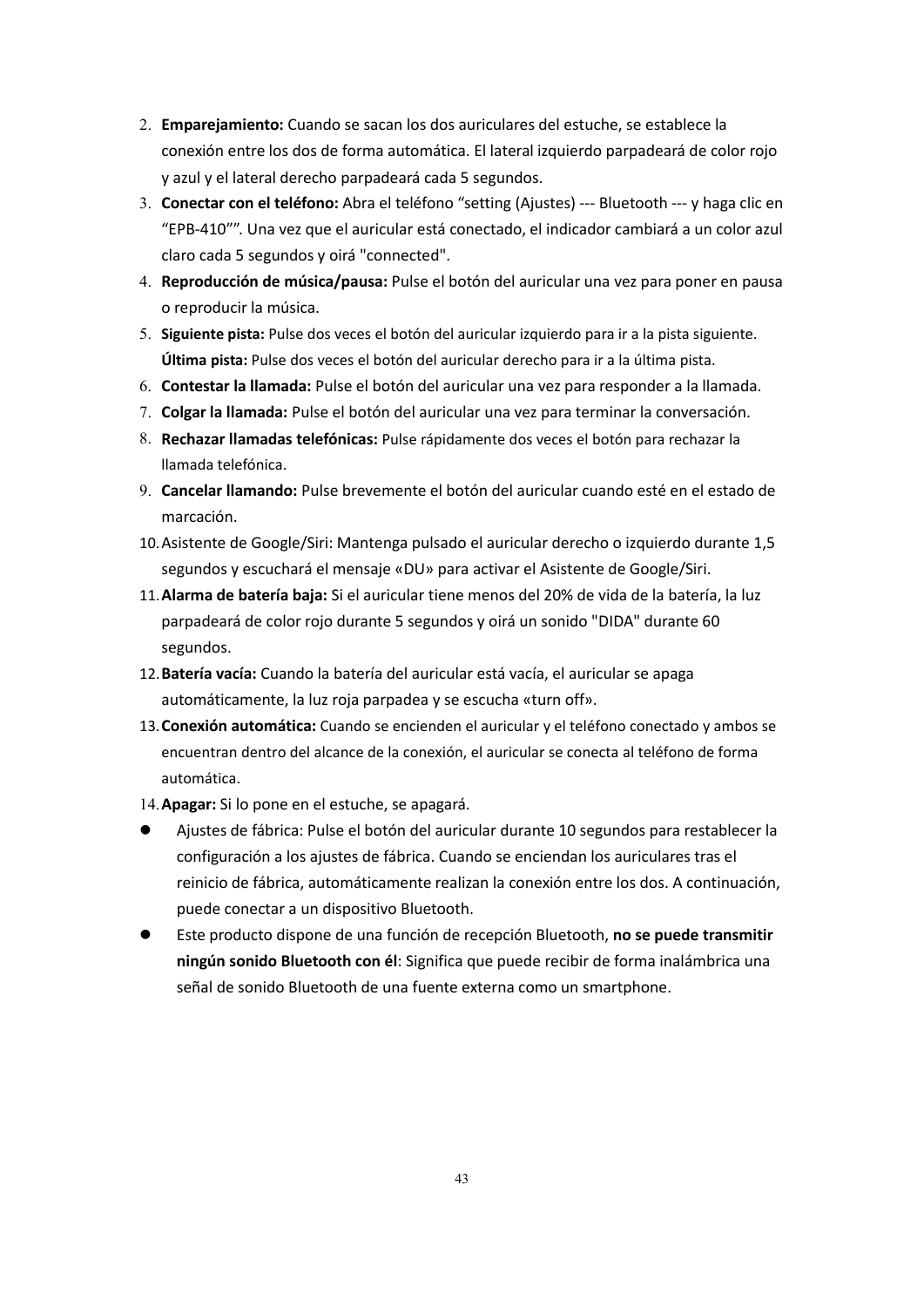2. **Emparejamiento:** Cuando se sacan los dos auriculares del estuche, se establece la conexión entre los dos de forma automática. El lateral izquierdo parpadeará de color rojo y azul y el lateral derecho parpadeará cada 5 segundos.
3. **Conectar con el teléfono:** Abra el teléfono "setting (Ajustes) --- Bluetooth --- y haga clic en "EPB-410"". Una vez que el auricular está conectado, el indicador cambiará a un color azul claro cada 5 segundos y oirá "connected".
4. **Reproducción de música/pausa:** Pulse el botón del auricular una vez para poner en pausa o reproducir la música.
5. **Siguiente pista:** Pulse dos veces el botón del auricular izquierdo para ir a la pista siguiente. **Última pista:** Pulse dos veces el botón del auricular derecho para ir a la última pista.
6. **Contestar la llamada:** Pulse el botón del auricular una vez para responder a la llamada.
7. **Colgar la llamada:** Pulse el botón del auricular una vez para terminar la conversación.
8. **Rechazar llamadas telefónicas:** Pulse rápidamente dos veces el botón para rechazar la llamada telefónica.
9. **Cancelar llamando:** Pulse brevemente el botón del auricular cuando esté en el estado de marcación.
10. Asistente de Google/Siri: Mantenga pulsado el auricular derecho o izquierdo durante 1,5 segundos y escuchará el mensaje «DU» para activar el Asistente de Google/Siri.
11. **Alarma de batería baja:** Si el auricular tiene menos del 20% de vida de la batería, la luz parpadeará de color rojo durante 5 segundos y oirá un sonido "DIDA" durante 60 segundos.
12. **Batería vacía:** Cuando la batería del auricular está vacía, el auricular se apaga automáticamente, la luz roja parpadea y se escucha «turn off».
13. **Conexión automática:** Cuando se encienden el auricular y el teléfono conectado y ambos se encuentran dentro del alcance de la conexión, el auricular se conecta al teléfono de forma automática.
14. **Apagar:** Si lo pone en el estuche, se apagará.

- Ajustes de fábrica: Pulse el botón del auricular durante 10 segundos para restablecer la configuración a los ajustes de fábrica. Cuando se enciendan los auriculares tras el reinicio de fábrica, automáticamente realizan la conexión entre los dos. A continuación, puede conectar a un dispositivo Bluetooth.
- Este producto dispone de una función de recepción Bluetooth, **no se puede transmitir ningún sonido Bluetooth con él**: Significa que puede recibir de forma inalámbrica una señal de sonido Bluetooth de una fuente externa como un smartphone.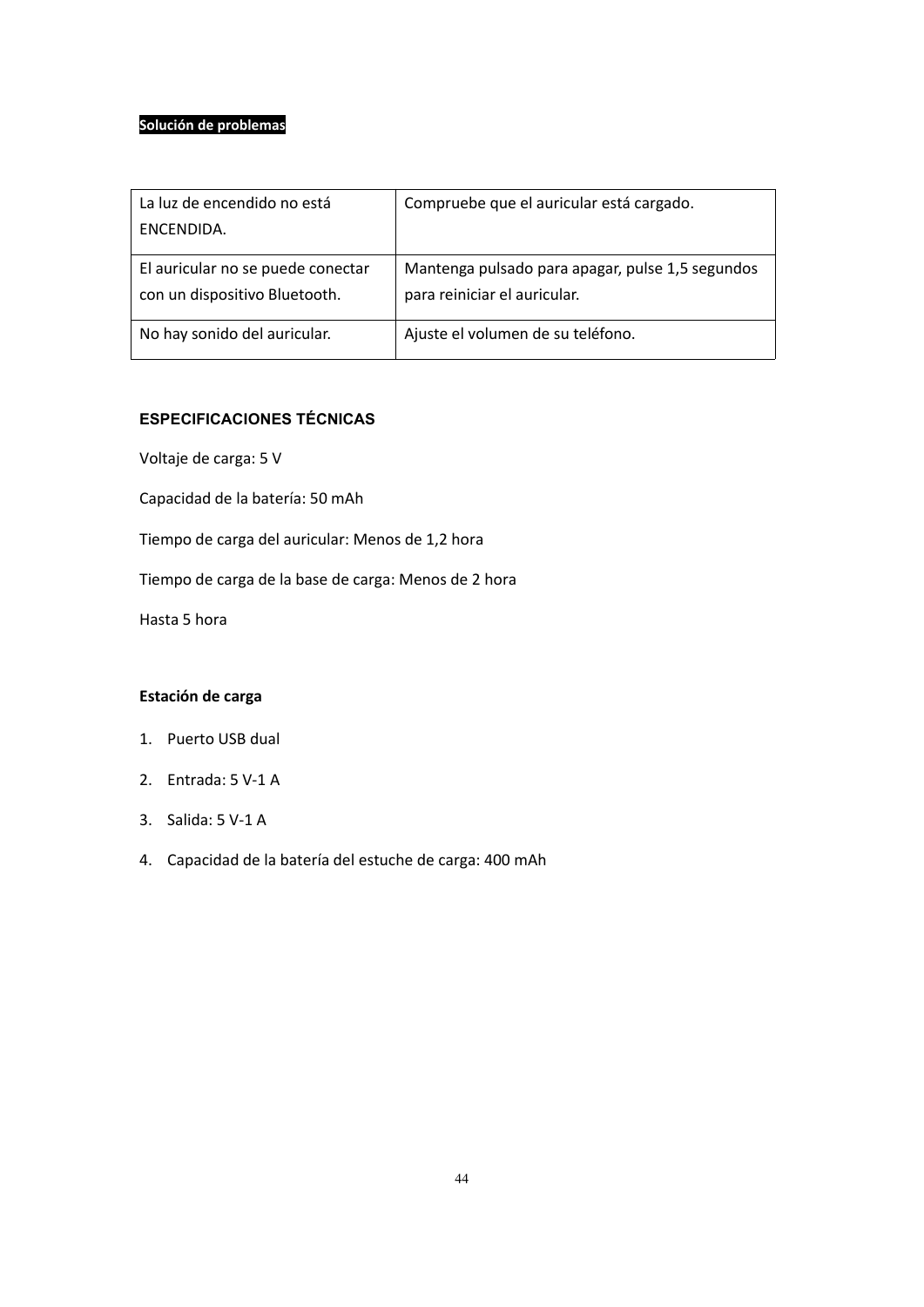**Solución de problemas**

| | |
|---|---|
| La luz de encendido no está ENCENDIDA. | Compruebe que el auricular está cargado. |
| El auricular no se puede conectar con un dispositivo Bluetooth. | Mantenga pulsado para apagar, pulse 1,5 segundos para reiniciar el auricular. |
| No hay sonido del auricular. | Ajuste el volumen de su teléfono. |

## ESPECIFICACIONES TÉCNICAS

Voltaje de carga: 5 V

Capacidad de la batería: 50 mAh

Tiempo de carga del auricular: Menos de 1,2 hora

Tiempo de carga de la base de carga: Menos de 2 hora

Hasta 5 hora

**Estación de carga**

1. Puerto USB dual
2. Entrada: 5 V-1 A
3. Salida: 5 V-1 A
4. Capacidad de la batería del estuche de carga: 400 mAh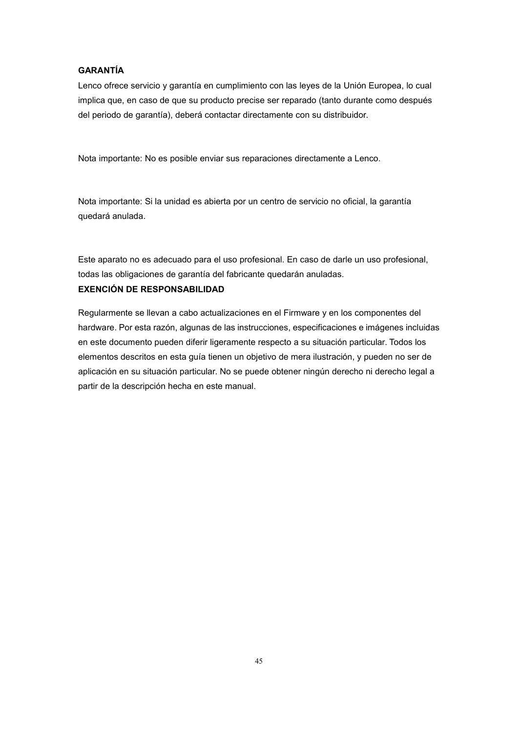**GARANTÍA**

Lenco ofrece servicio y garantía en cumplimiento con las leyes de la Unión Europea, lo cual implica que, en caso de que su producto precise ser reparado (tanto durante como después del periodo de garantía), deberá contactar directamente con su distribuidor.

Nota importante: No es posible enviar sus reparaciones directamente a Lenco.

Nota importante: Si la unidad es abierta por un centro de servicio no oficial, la garantía quedará anulada.

Este aparato no es adecuado para el uso profesional. En caso de darle un uso profesional, todas las obligaciones de garantía del fabricante quedarán anuladas.

**EXENCIÓN DE RESPONSABILIDAD**

Regularmente se llevan a cabo actualizaciones en el Firmware y en los componentes del hardware. Por esta razón, algunas de las instrucciones, especificaciones e imágenes incluidas en este documento pueden diferir ligeramente respecto a su situación particular. Todos los elementos descritos en esta guía tienen un objetivo de mera ilustración, y pueden no ser de aplicación en su situación particular. No se puede obtener ningún derecho ni derecho legal a partir de la descripción hecha en este manual.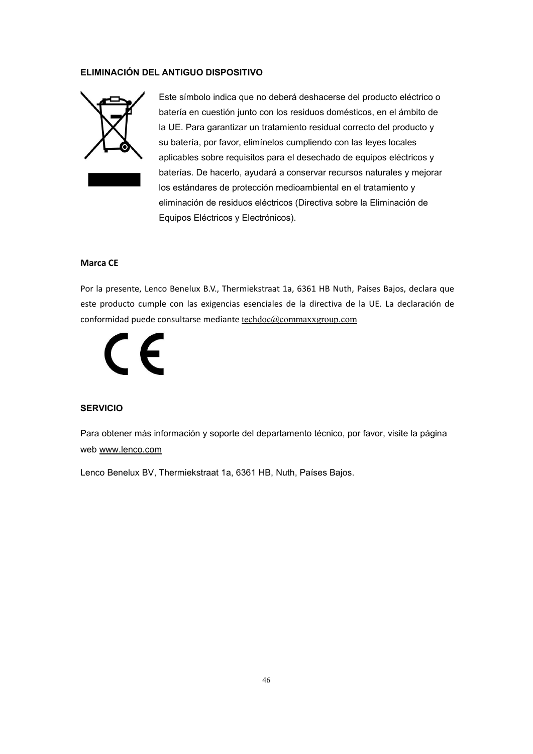## ELIMINACIÓN DEL ANTIGUO DISPOSITIVO

Este símbolo indica que no deberá deshacerse del producto eléctrico o batería en cuestión junto con los residuos domésticos, en el ámbito de la UE. Para garantizar un tratamiento residual correcto del producto y su batería, por favor, elimínelos cumpliendo con las leyes locales aplicables sobre requisitos para el desechado de equipos eléctricos y baterías. De hacerlo, ayudará a conservar recursos naturales y mejorar los estándares de protección medioambiental en el tratamiento y eliminación de residuos eléctricos (Directiva sobre la Eliminación de Equipos Eléctricos y Electrónicos).

## Marca CE

Por la presente, Lenco Benelux B.V., Thermiekstraat 1a, 6361 HB Nuth, Países Bajos, declara que este producto cumple con las exigencias esenciales de la directiva de la UE. La declaración de conformidad puede consultarse mediante techdoc@commaxxgroup.com

## SERVICIO

Para obtener más información y soporte del departamento técnico, por favor, visite la página web www.lenco.com

Lenco Benelux BV, Thermiekstraat 1a, 6361 HB, Nuth, Países Bajos.